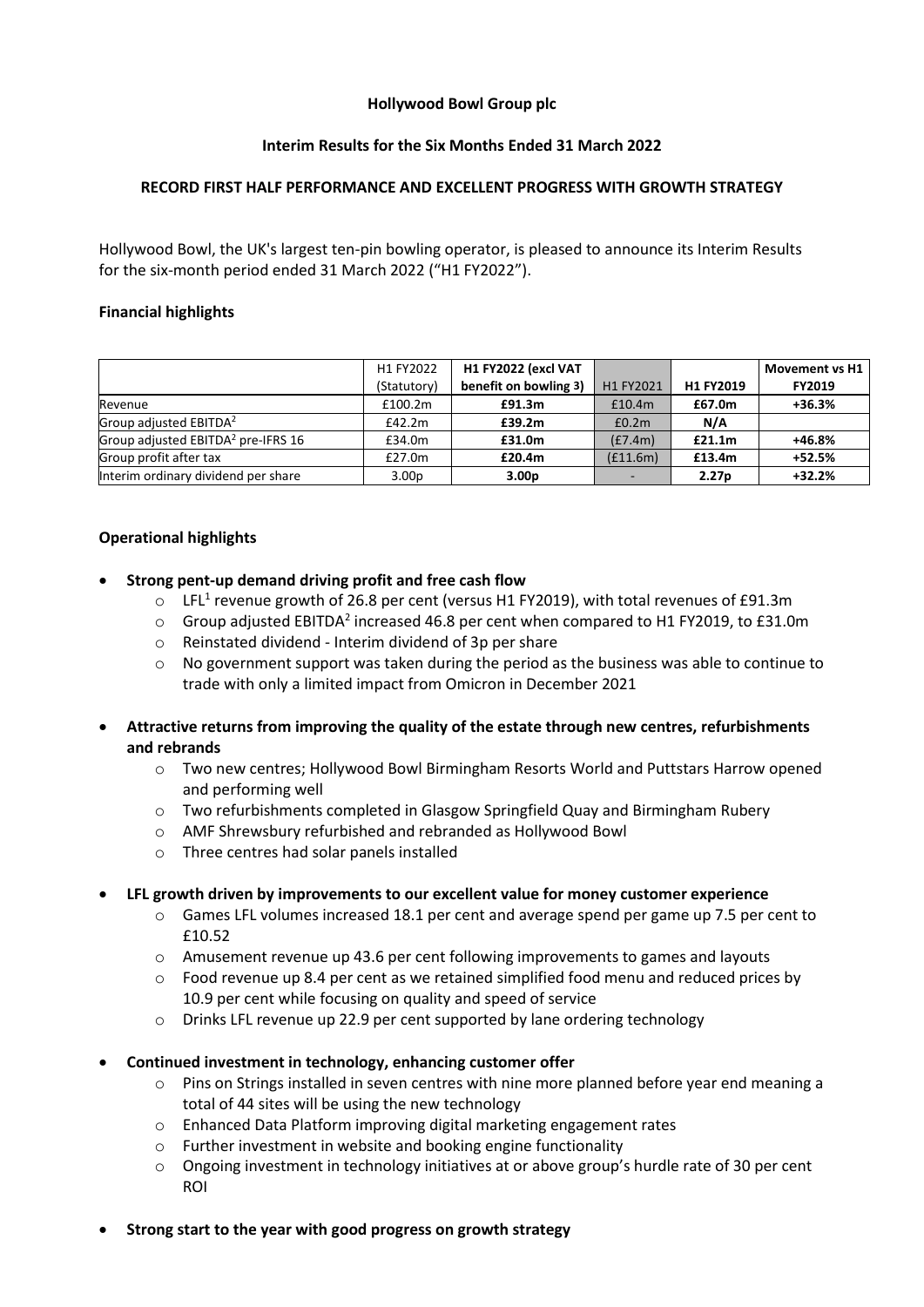**Hollywood Bowl Group plc**

**Interim Results for the Six Months Ended 31 March 2022**

**RECORD FIRST HALF PERFORMANCE AND EXCELLENT PROGRESS WITH GROWTH STRATEGY**

Hollywood Bowl, the UK's largest ten-pin bowling operator, is pleased to announce its Interim Results for the six-month period ended 31 March 2022 ("H1 FY2022").

## Financial highlights

| | H1 FY2022 (Statutory) | **H1 FY2022 (excl VAT benefit on bowling 3)** | H1 FY2021 | **H1 FY2019** | **Movement vs H1 FY2019** |
|---|---|---|---|---|---|
| Revenue | £100.2m | **£91.3m** | £10.4m | **£67.0m** | **+36.3%** |
| Group adjusted EBITDA[2] | £42.2m | **£39.2m** | £0.2m | **N/A** | |
| Group adjusted EBITDA[2] pre-IFRS 16 | £34.0m | **£31.0m** | (£7.4m) | **£21.1m** | **+46.8%** |
| Group profit after tax | £27.0m | **£20.4m** | (£11.6m) | **£13.4m** | **+52.5%** |
| Interim ordinary dividend per share | 3.00p | **3.00p** | - | **2.27p** | **+32.2%** |

## Operational highlights

- **Strong pent-up demand driving profit and free cash flow**
  - LFL[1] revenue growth of 26.8 per cent (versus H1 FY2019), with total revenues of £91.3m
  - Group adjusted EBITDA[2] increased 46.8 per cent when compared to H1 FY2019, to £31.0m
  - Reinstated dividend - Interim dividend of 3p per share
  - No government support was taken during the period as the business was able to continue to trade with only a limited impact from Omicron in December 2021

- **Attractive returns from improving the quality of the estate through new centres, refurbishments and rebrands**
  - Two new centres; Hollywood Bowl Birmingham Resorts World and Puttstars Harrow opened and performing well
  - Two refurbishments completed in Glasgow Springfield Quay and Birmingham Rubery
  - AMF Shrewsbury refurbished and rebranded as Hollywood Bowl
  - Three centres had solar panels installed

- **LFL growth driven by improvements to our excellent value for money customer experience**
  - Games LFL volumes increased 18.1 per cent and average spend per game up 7.5 per cent to £10.52
  - Amusement revenue up 43.6 per cent following improvements to games and layouts
  - Food revenue up 8.4 per cent as we retained simplified food menu and reduced prices by 10.9 per cent while focusing on quality and speed of service
  - Drinks LFL revenue up 22.9 per cent supported by lane ordering technology

- **Continued investment in technology, enhancing customer offer**
  - Pins on Strings installed in seven centres with nine more planned before year end meaning a total of 44 sites will be using the new technology
  - Enhanced Data Platform improving digital marketing engagement rates
  - Further investment in website and booking engine functionality
  - Ongoing investment in technology initiatives at or above group's hurdle rate of 30 per cent ROI

- **Strong start to the year with good progress on growth strategy**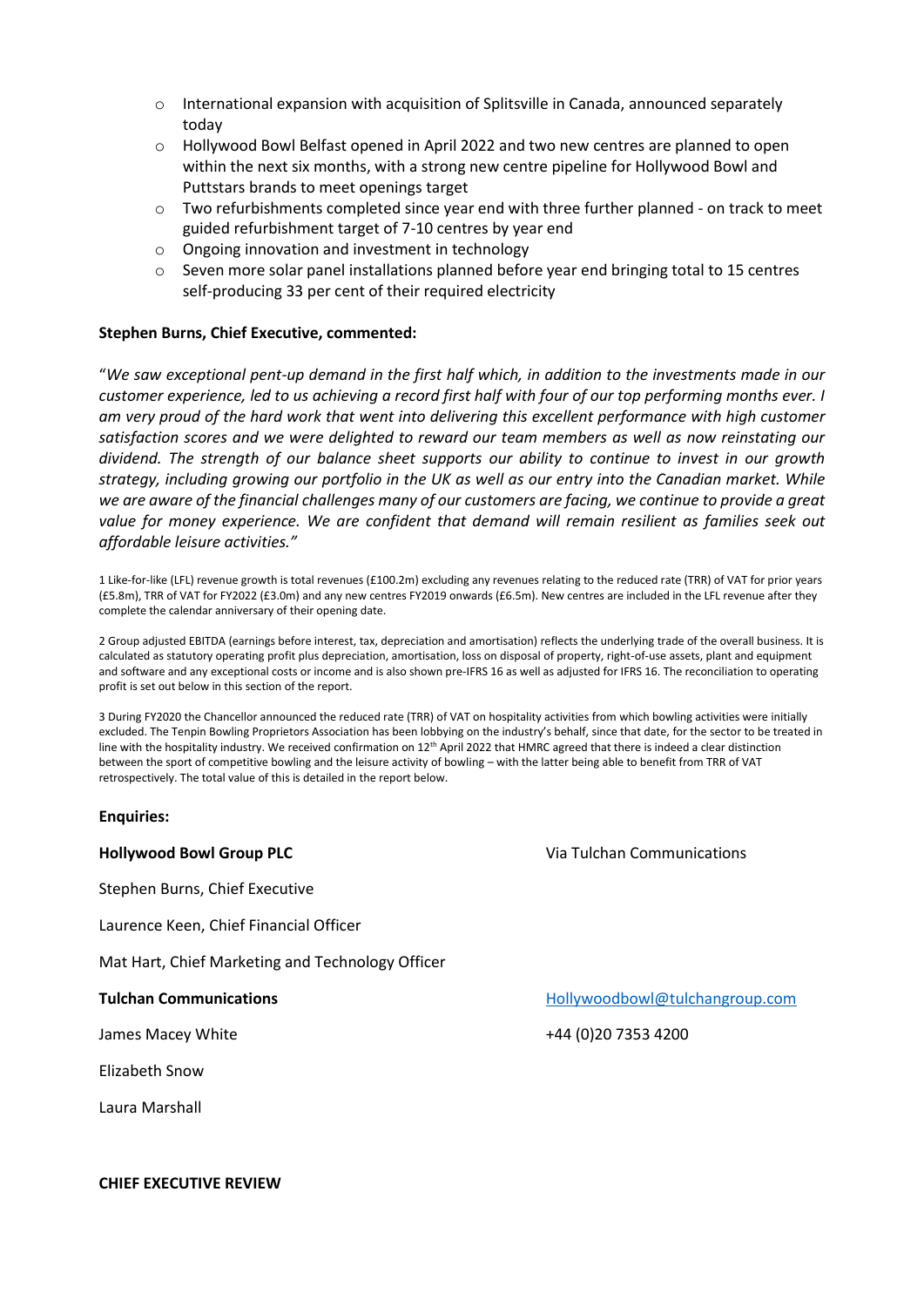- International expansion with acquisition of Splitsville in Canada, announced separately today
- Hollywood Bowl Belfast opened in April 2022 and two new centres are planned to open within the next six months, with a strong new centre pipeline for Hollywood Bowl and Puttstars brands to meet openings target
- Two refurbishments completed since year end with three further planned - on track to meet guided refurbishment target of 7-10 centres by year end
- Ongoing innovation and investment in technology
- Seven more solar panel installations planned before year end bringing total to 15 centres self-producing 33 per cent of their required electricity

**Stephen Burns, Chief Executive, commented:**

"*We saw exceptional pent-up demand in the first half which, in addition to the investments made in our customer experience, led to us achieving a record first half with four of our top performing months ever. I am very proud of the hard work that went into delivering this excellent performance with high customer satisfaction scores and we were delighted to reward our team members as well as now reinstating our dividend. The strength of our balance sheet supports our ability to continue to invest in our growth strategy, including growing our portfolio in the UK as well as our entry into the Canadian market. While we are aware of the financial challenges many of our customers are facing, we continue to provide a great value for money experience. We are confident that demand will remain resilient as families seek out affordable leisure activities.*"

1 Like-for-like (LFL) revenue growth is total revenues (£100.2m) excluding any revenues relating to the reduced rate (TRR) of VAT for prior years (£5.8m), TRR of VAT for FY2022 (£3.0m) and any new centres FY2019 onwards (£6.5m). New centres are included in the LFL revenue after they complete the calendar anniversary of their opening date.

2 Group adjusted EBITDA (earnings before interest, tax, depreciation and amortisation) reflects the underlying trade of the overall business. It is calculated as statutory operating profit plus depreciation, amortisation, loss on disposal of property, right-of-use assets, plant and equipment and software and any exceptional costs or income and is also shown pre-IFRS 16 as well as adjusted for IFRS 16. The reconciliation to operating profit is set out below in this section of the report.

3 During FY2020 the Chancellor announced the reduced rate (TRR) of VAT on hospitality activities from which bowling activities were initially excluded. The Tenpin Bowling Proprietors Association has been lobbying on the industry's behalf, since that date, for the sector to be treated in line with the hospitality industry. We received confirmation on 12th April 2022 that HMRC agreed that there is indeed a clear distinction between the sport of competitive bowling and the leisure activity of bowling – with the latter being able to benefit from TRR of VAT retrospectively. The total value of this is detailed in the report below.

**Enquiries:**

**Hollywood Bowl Group PLC** — Via Tulchan Communications

Stephen Burns, Chief Executive

Laurence Keen, Chief Financial Officer

Mat Hart, Chief Marketing and Technology Officer

**Tulchan Communications** — Hollywoodbowl@tulchangroup.com

James Macey White — +44 (0)20 7353 4200

Elizabeth Snow

Laura Marshall

**CHIEF EXECUTIVE REVIEW**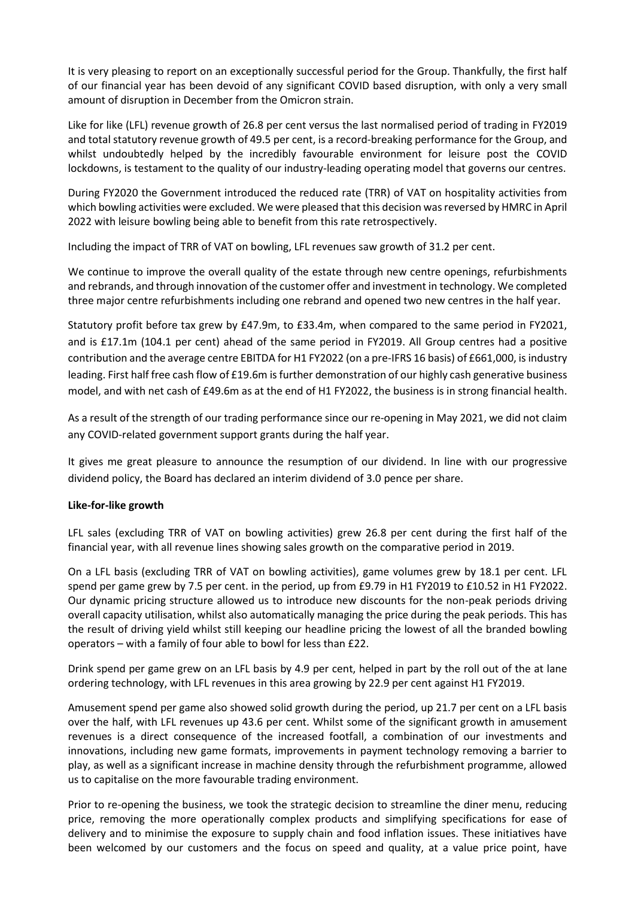It is very pleasing to report on an exceptionally successful period for the Group. Thankfully, the first half of our financial year has been devoid of any significant COVID based disruption, with only a very small amount of disruption in December from the Omicron strain.

Like for like (LFL) revenue growth of 26.8 per cent versus the last normalised period of trading in FY2019 and total statutory revenue growth of 49.5 per cent, is a record-breaking performance for the Group, and whilst undoubtedly helped by the incredibly favourable environment for leisure post the COVID lockdowns, is testament to the quality of our industry-leading operating model that governs our centres.

During FY2020 the Government introduced the reduced rate (TRR) of VAT on hospitality activities from which bowling activities were excluded. We were pleased that this decision was reversed by HMRC in April 2022 with leisure bowling being able to benefit from this rate retrospectively.

Including the impact of TRR of VAT on bowling, LFL revenues saw growth of 31.2 per cent.

We continue to improve the overall quality of the estate through new centre openings, refurbishments and rebrands, and through innovation of the customer offer and investment in technology. We completed three major centre refurbishments including one rebrand and opened two new centres in the half year.

Statutory profit before tax grew by £47.9m, to £33.4m, when compared to the same period in FY2021, and is £17.1m (104.1 per cent) ahead of the same period in FY2019. All Group centres had a positive contribution and the average centre EBITDA for H1 FY2022 (on a pre-IFRS 16 basis) of £661,000, is industry leading. First half free cash flow of £19.6m is further demonstration of our highly cash generative business model, and with net cash of £49.6m as at the end of H1 FY2022, the business is in strong financial health.

As a result of the strength of our trading performance since our re-opening in May 2021, we did not claim any COVID-related government support grants during the half year.

It gives me great pleasure to announce the resumption of our dividend. In line with our progressive dividend policy, the Board has declared an interim dividend of 3.0 pence per share.

**Like-for-like growth**

LFL sales (excluding TRR of VAT on bowling activities) grew 26.8 per cent during the first half of the financial year, with all revenue lines showing sales growth on the comparative period in 2019.

On a LFL basis (excluding TRR of VAT on bowling activities), game volumes grew by 18.1 per cent. LFL spend per game grew by 7.5 per cent. in the period, up from £9.79 in H1 FY2019 to £10.52 in H1 FY2022. Our dynamic pricing structure allowed us to introduce new discounts for the non-peak periods driving overall capacity utilisation, whilst also automatically managing the price during the peak periods. This has the result of driving yield whilst still keeping our headline pricing the lowest of all the branded bowling operators – with a family of four able to bowl for less than £22.

Drink spend per game grew on an LFL basis by 4.9 per cent, helped in part by the roll out of the at lane ordering technology, with LFL revenues in this area growing by 22.9 per cent against H1 FY2019.

Amusement spend per game also showed solid growth during the period, up 21.7 per cent on a LFL basis over the half, with LFL revenues up 43.6 per cent. Whilst some of the significant growth in amusement revenues is a direct consequence of the increased footfall, a combination of our investments and innovations, including new game formats, improvements in payment technology removing a barrier to play, as well as a significant increase in machine density through the refurbishment programme, allowed us to capitalise on the more favourable trading environment.

Prior to re-opening the business, we took the strategic decision to streamline the diner menu, reducing price, removing the more operationally complex products and simplifying specifications for ease of delivery and to minimise the exposure to supply chain and food inflation issues. These initiatives have been welcomed by our customers and the focus on speed and quality, at a value price point, have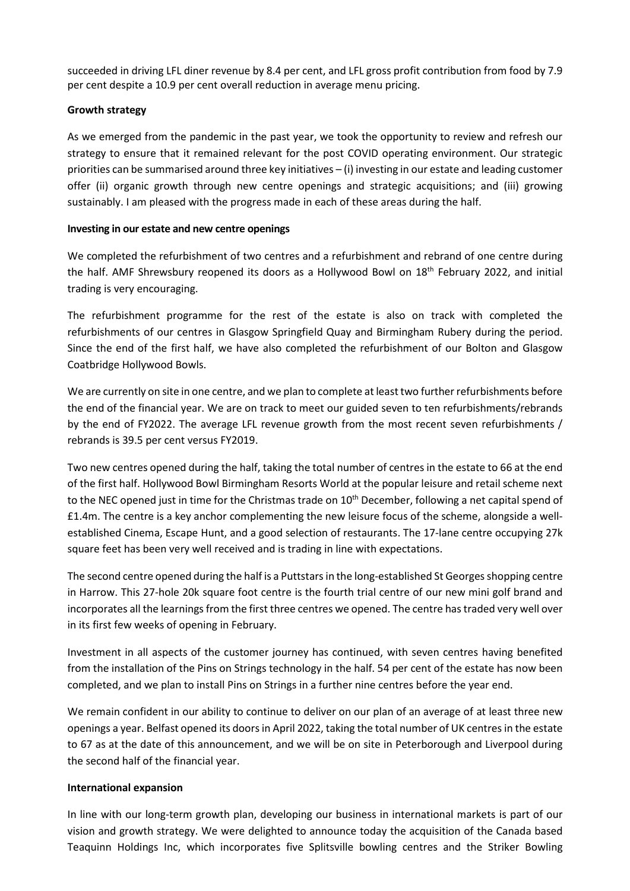succeeded in driving LFL diner revenue by 8.4 per cent, and LFL gross profit contribution from food by 7.9 per cent despite a 10.9 per cent overall reduction in average menu pricing.

**Growth strategy**

As we emerged from the pandemic in the past year, we took the opportunity to review and refresh our strategy to ensure that it remained relevant for the post COVID operating environment. Our strategic priorities can be summarised around three key initiatives – (i) investing in our estate and leading customer offer (ii) organic growth through new centre openings and strategic acquisitions; and (iii) growing sustainably. I am pleased with the progress made in each of these areas during the half.

**Investing in our estate and new centre openings**

We completed the refurbishment of two centres and a refurbishment and rebrand of one centre during the half. AMF Shrewsbury reopened its doors as a Hollywood Bowl on 18th February 2022, and initial trading is very encouraging.

The refurbishment programme for the rest of the estate is also on track with completed the refurbishments of our centres in Glasgow Springfield Quay and Birmingham Rubery during the period. Since the end of the first half, we have also completed the refurbishment of our Bolton and Glasgow Coatbridge Hollywood Bowls.

We are currently on site in one centre, and we plan to complete at least two further refurbishments before the end of the financial year. We are on track to meet our guided seven to ten refurbishments/rebrands by the end of FY2022. The average LFL revenue growth from the most recent seven refurbishments / rebrands is 39.5 per cent versus FY2019.

Two new centres opened during the half, taking the total number of centres in the estate to 66 at the end of the first half. Hollywood Bowl Birmingham Resorts World at the popular leisure and retail scheme next to the NEC opened just in time for the Christmas trade on 10th December, following a net capital spend of £1.4m. The centre is a key anchor complementing the new leisure focus of the scheme, alongside a well-established Cinema, Escape Hunt, and a good selection of restaurants. The 17-lane centre occupying 27k square feet has been very well received and is trading in line with expectations.

The second centre opened during the half is a Puttstars in the long-established St Georges shopping centre in Harrow. This 27-hole 20k square foot centre is the fourth trial centre of our new mini golf brand and incorporates all the learnings from the first three centres we opened. The centre has traded very well over in its first few weeks of opening in February.

Investment in all aspects of the customer journey has continued, with seven centres having benefited from the installation of the Pins on Strings technology in the half. 54 per cent of the estate has now been completed, and we plan to install Pins on Strings in a further nine centres before the year end.

We remain confident in our ability to continue to deliver on our plan of an average of at least three new openings a year. Belfast opened its doors in April 2022, taking the total number of UK centres in the estate to 67 as at the date of this announcement, and we will be on site in Peterborough and Liverpool during the second half of the financial year.

**International expansion**

In line with our long-term growth plan, developing our business in international markets is part of our vision and growth strategy. We were delighted to announce today the acquisition of the Canada based Teaquinn Holdings Inc, which incorporates five Splitsville bowling centres and the Striker Bowling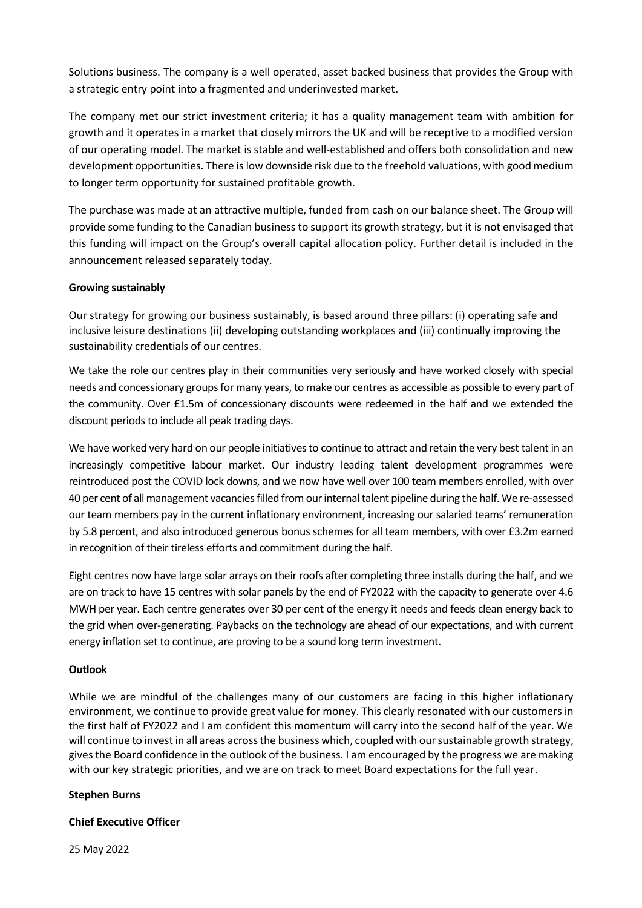Solutions business. The company is a well operated, asset backed business that provides the Group with a strategic entry point into a fragmented and underinvested market.

The company met our strict investment criteria; it has a quality management team with ambition for growth and it operates in a market that closely mirrors the UK and will be receptive to a modified version of our operating model. The market is stable and well-established and offers both consolidation and new development opportunities. There is low downside risk due to the freehold valuations, with good medium to longer term opportunity for sustained profitable growth.

The purchase was made at an attractive multiple, funded from cash on our balance sheet. The Group will provide some funding to the Canadian business to support its growth strategy, but it is not envisaged that this funding will impact on the Group's overall capital allocation policy. Further detail is included in the announcement released separately today.

**Growing sustainably**

Our strategy for growing our business sustainably, is based around three pillars: (i) operating safe and inclusive leisure destinations (ii) developing outstanding workplaces and (iii) continually improving the sustainability credentials of our centres.

We take the role our centres play in their communities very seriously and have worked closely with special needs and concessionary groups for many years, to make our centres as accessible as possible to every part of the community. Over £1.5m of concessionary discounts were redeemed in the half and we extended the discount periods to include all peak trading days.

We have worked very hard on our people initiatives to continue to attract and retain the very best talent in an increasingly competitive labour market. Our industry leading talent development programmes were reintroduced post the COVID lock downs, and we now have well over 100 team members enrolled, with over 40 per cent of all management vacancies filled from our internal talent pipeline during the half. We re-assessed our team members pay in the current inflationary environment, increasing our salaried teams' remuneration by 5.8 percent, and also introduced generous bonus schemes for all team members, with over £3.2m earned in recognition of their tireless efforts and commitment during the half.

Eight centres now have large solar arrays on their roofs after completing three installs during the half, and we are on track to have 15 centres with solar panels by the end of FY2022 with the capacity to generate over 4.6 MWH per year. Each centre generates over 30 per cent of the energy it needs and feeds clean energy back to the grid when over-generating. Paybacks on the technology are ahead of our expectations, and with current energy inflation set to continue, are proving to be a sound long term investment.

**Outlook**

While we are mindful of the challenges many of our customers are facing in this higher inflationary environment, we continue to provide great value for money. This clearly resonated with our customers in the first half of FY2022 and I am confident this momentum will carry into the second half of the year. We will continue to invest in all areas across the business which, coupled with our sustainable growth strategy, gives the Board confidence in the outlook of the business. I am encouraged by the progress we are making with our key strategic priorities, and we are on track to meet Board expectations for the full year.

**Stephen Burns**

**Chief Executive Officer**

25 May 2022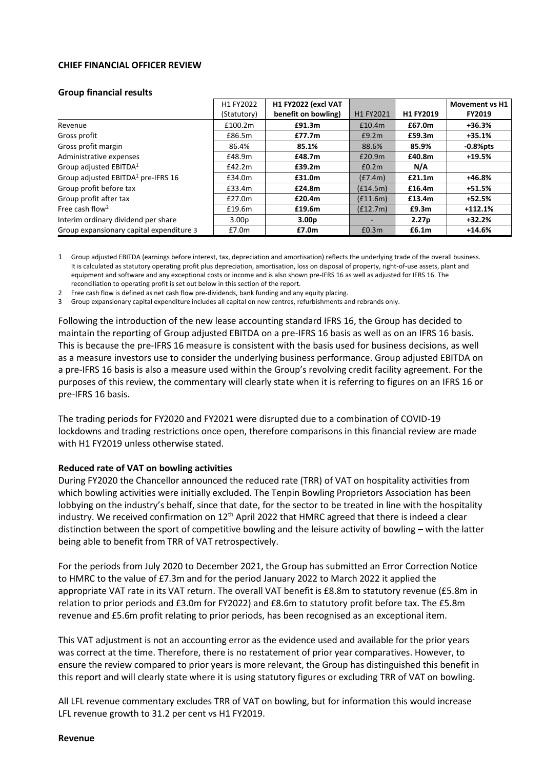**CHIEF FINANCIAL OFFICER REVIEW**

**Group financial results**

| | H1 FY2022 (Statutory) | **H1 FY2022 (excl VAT benefit on bowling)** | H1 FY2021 | **H1 FY2019** | **Movement vs H1 FY2019** |
|---|---|---|---|---|---|
| Revenue | £100.2m | **£91.3m** | £10.4m | **£67.0m** | **+36.3%** |
| Gross profit | £86.5m | **£77.7m** | £9.2m | **£59.3m** | **+35.1%** |
| Gross profit margin | 86.4% | **85.1%** | 88.6% | **85.9%** | **-0.8%pts** |
| Administrative expenses | £48.9m | **£48.7m** | £20.9m | **£40.8m** | **+19.5%** |
| Group adjusted EBITDA[1] | £42.2m | **£39.2m** | £0.2m | **N/A** | |
| Group adjusted EBITDA[1] pre-IFRS 16 | £34.0m | **£31.0m** | (£7.4m) | **£21.1m** | **+46.8%** |
| Group profit before tax | £33.4m | **£24.8m** | (£14.5m) | **£16.4m** | **+51.5%** |
| Group profit after tax | £27.0m | **£20.4m** | (£11.6m) | **£13.4m** | **+52.5%** |
| Free cash flow[2] | £19.6m | **£19.6m** | (£12.7m) | **£9.3m** | **+112.1%** |
| Interim ordinary dividend per share | 3.00p | **3.00p** | - | **2.27p** | **+32.2%** |
| Group expansionary capital expenditure 3 | £7.0m | **£7.0m** | £0.3m | **£6.1m** | **+14.6%** |

1 Group adjusted EBITDA (earnings before interest, tax, depreciation and amortisation) reflects the underlying trade of the overall business. It is calculated as statutory operating profit plus depreciation, amortisation, loss on disposal of property, right-of-use assets, plant and equipment and software and any exceptional costs or income and is also shown pre-IFRS 16 as well as adjusted for IFRS 16. The reconciliation to operating profit is set out below in this section of the report.

2 Free cash flow is defined as net cash flow pre-dividends, bank funding and any equity placing.

3 Group expansionary capital expenditure includes all capital on new centres, refurbishments and rebrands only.

Following the introduction of the new lease accounting standard IFRS 16, the Group has decided to maintain the reporting of Group adjusted EBITDA on a pre-IFRS 16 basis as well as on an IFRS 16 basis. This is because the pre-IFRS 16 measure is consistent with the basis used for business decisions, as well as a measure investors use to consider the underlying business performance. Group adjusted EBITDA on a pre-IFRS 16 basis is also a measure used within the Group's revolving credit facility agreement. For the purposes of this review, the commentary will clearly state when it is referring to figures on an IFRS 16 or pre-IFRS 16 basis.

The trading periods for FY2020 and FY2021 were disrupted due to a combination of COVID-19 lockdowns and trading restrictions once open, therefore comparisons in this financial review are made with H1 FY2019 unless otherwise stated.

**Reduced rate of VAT on bowling activities**

During FY2020 the Chancellor announced the reduced rate (TRR) of VAT on hospitality activities from which bowling activities were initially excluded. The Tenpin Bowling Proprietors Association has been lobbying on the industry's behalf, since that date, for the sector to be treated in line with the hospitality industry. We received confirmation on 12th April 2022 that HMRC agreed that there is indeed a clear distinction between the sport of competitive bowling and the leisure activity of bowling – with the latter being able to benefit from TRR of VAT retrospectively.

For the periods from July 2020 to December 2021, the Group has submitted an Error Correction Notice to HMRC to the value of £7.3m and for the period January 2022 to March 2022 it applied the appropriate VAT rate in its VAT return. The overall VAT benefit is £8.8m to statutory revenue (£5.8m in relation to prior periods and £3.0m for FY2022) and £8.6m to statutory profit before tax. The £5.8m revenue and £5.6m profit relating to prior periods, has been recognised as an exceptional item.

This VAT adjustment is not an accounting error as the evidence used and available for the prior years was correct at the time. Therefore, there is no restatement of prior year comparatives. However, to ensure the review compared to prior years is more relevant, the Group has distinguished this benefit in this report and will clearly state where it is using statutory figures or excluding TRR of VAT on bowling.

All LFL revenue commentary excludes TRR of VAT on bowling, but for information this would increase LFL revenue growth to 31.2 per cent vs H1 FY2019.

**Revenue**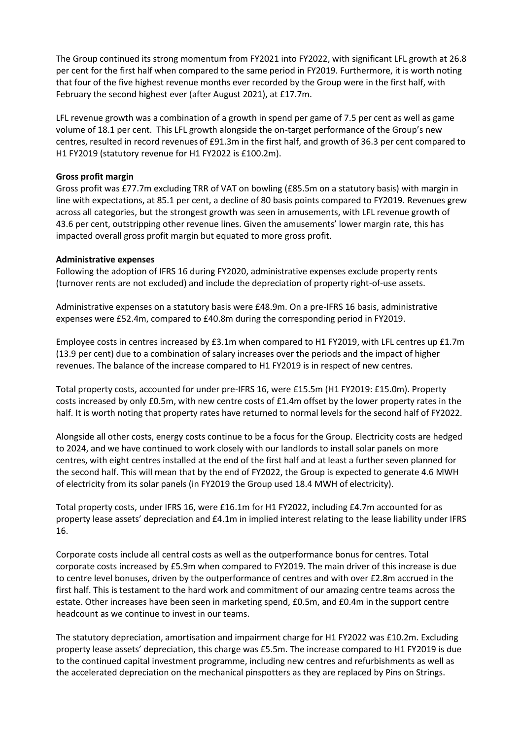The Group continued its strong momentum from FY2021 into FY2022, with significant LFL growth at 26.8 per cent for the first half when compared to the same period in FY2019. Furthermore, it is worth noting that four of the five highest revenue months ever recorded by the Group were in the first half, with February the second highest ever (after August 2021), at £17.7m.

LFL revenue growth was a combination of a growth in spend per game of 7.5 per cent as well as game volume of 18.1 per cent. This LFL growth alongside the on-target performance of the Group's new centres, resulted in record revenues of £91.3m in the first half, and growth of 36.3 per cent compared to H1 FY2019 (statutory revenue for H1 FY2022 is £100.2m).

**Gross profit margin**

Gross profit was £77.7m excluding TRR of VAT on bowling (£85.5m on a statutory basis) with margin in line with expectations, at 85.1 per cent, a decline of 80 basis points compared to FY2019. Revenues grew across all categories, but the strongest growth was seen in amusements, with LFL revenue growth of 43.6 per cent, outstripping other revenue lines. Given the amusements' lower margin rate, this has impacted overall gross profit margin but equated to more gross profit.

**Administrative expenses**

Following the adoption of IFRS 16 during FY2020, administrative expenses exclude property rents (turnover rents are not excluded) and include the depreciation of property right-of-use assets.

Administrative expenses on a statutory basis were £48.9m. On a pre-IFRS 16 basis, administrative expenses were £52.4m, compared to £40.8m during the corresponding period in FY2019.

Employee costs in centres increased by £3.1m when compared to H1 FY2019, with LFL centres up £1.7m (13.9 per cent) due to a combination of salary increases over the periods and the impact of higher revenues. The balance of the increase compared to H1 FY2019 is in respect of new centres.

Total property costs, accounted for under pre-IFRS 16, were £15.5m (H1 FY2019: £15.0m). Property costs increased by only £0.5m, with new centre costs of £1.4m offset by the lower property rates in the half. It is worth noting that property rates have returned to normal levels for the second half of FY2022.

Alongside all other costs, energy costs continue to be a focus for the Group. Electricity costs are hedged to 2024, and we have continued to work closely with our landlords to install solar panels on more centres, with eight centres installed at the end of the first half and at least a further seven planned for the second half. This will mean that by the end of FY2022, the Group is expected to generate 4.6 MWH of electricity from its solar panels (in FY2019 the Group used 18.4 MWH of electricity).

Total property costs, under IFRS 16, were £16.1m for H1 FY2022, including £4.7m accounted for as property lease assets' depreciation and £4.1m in implied interest relating to the lease liability under IFRS 16.

Corporate costs include all central costs as well as the outperformance bonus for centres. Total corporate costs increased by £5.9m when compared to FY2019. The main driver of this increase is due to centre level bonuses, driven by the outperformance of centres and with over £2.8m accrued in the first half. This is testament to the hard work and commitment of our amazing centre teams across the estate. Other increases have been seen in marketing spend, £0.5m, and £0.4m in the support centre headcount as we continue to invest in our teams.

The statutory depreciation, amortisation and impairment charge for H1 FY2022 was £10.2m. Excluding property lease assets' depreciation, this charge was £5.5m. The increase compared to H1 FY2019 is due to the continued capital investment programme, including new centres and refurbishments as well as the accelerated depreciation on the mechanical pinspotters as they are replaced by Pins on Strings.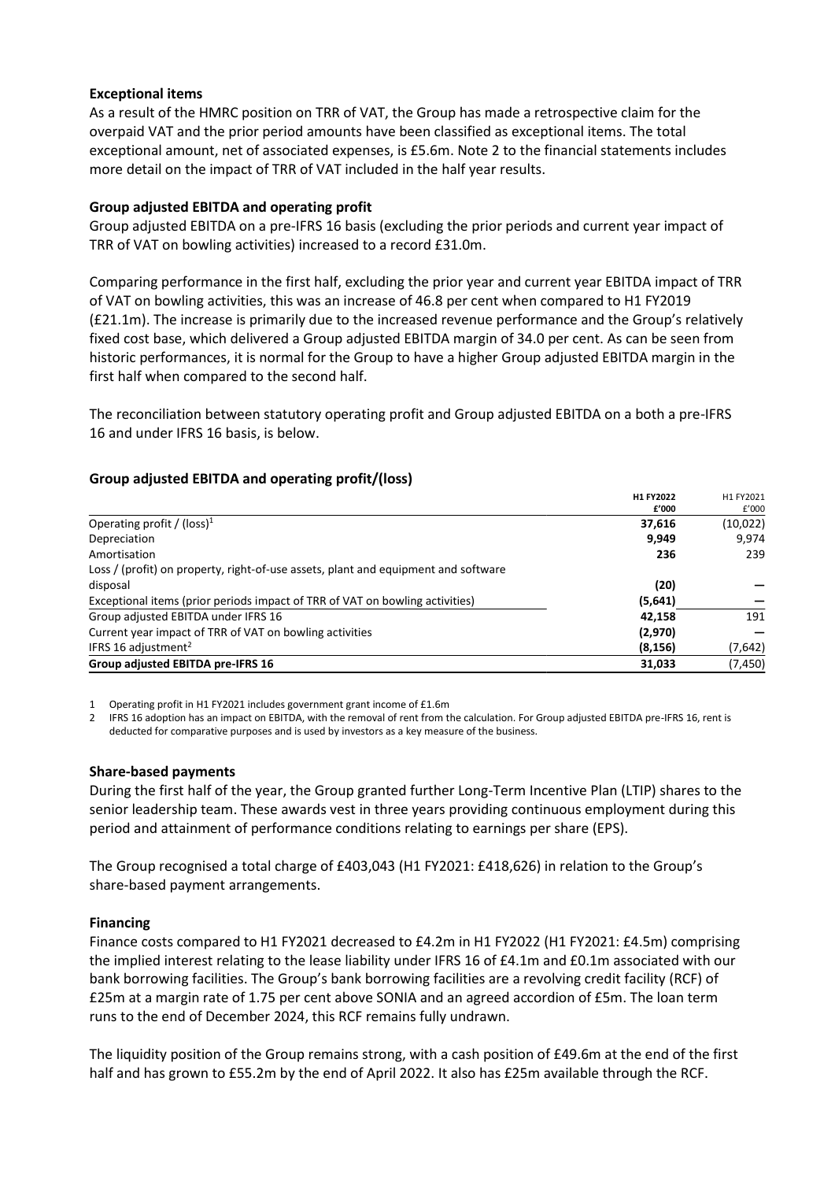### Exceptional items

As a result of the HMRC position on TRR of VAT, the Group has made a retrospective claim for the overpaid VAT and the prior period amounts have been classified as exceptional items. The total exceptional amount, net of associated expenses, is £5.6m. Note 2 to the financial statements includes more detail on the impact of TRR of VAT included in the half year results.

### Group adjusted EBITDA and operating profit

Group adjusted EBITDA on a pre-IFRS 16 basis (excluding the prior periods and current year impact of TRR of VAT on bowling activities) increased to a record £31.0m.

Comparing performance in the first half, excluding the prior year and current year EBITDA impact of TRR of VAT on bowling activities, this was an increase of 46.8 per cent when compared to H1 FY2019 (£21.1m). The increase is primarily due to the increased revenue performance and the Group's relatively fixed cost base, which delivered a Group adjusted EBITDA margin of 34.0 per cent. As can be seen from historic performances, it is normal for the Group to have a higher Group adjusted EBITDA margin in the first half when compared to the second half.

The reconciliation between statutory operating profit and Group adjusted EBITDA on a both a pre-IFRS 16 and under IFRS 16 basis, is below.

### Group adjusted EBITDA and operating profit/(loss)

| | **H1 FY2022 £'000** | H1 FY2021 £'000 |
|---|---|---|
| Operating profit / (loss)[1] | **37,616** | (10,022) |
| Depreciation | **9,949** | 9,974 |
| Amortisation | **236** | 239 |
| Loss / (profit) on property, right-of-use assets, plant and equipment and software disposal | **(20)** | — |
| Exceptional items (prior periods impact of TRR of VAT on bowling activities) | **(5,641)** | — |
| Group adjusted EBITDA under IFRS 16 | **42,158** | 191 |
| Current year impact of TRR of VAT on bowling activities | **(2,970)** | — |
| IFRS 16 adjustment[2] | **(8,156)** | (7,642) |
| **Group adjusted EBITDA pre-IFRS 16** | **31,033** | **(7,450)** |

1 Operating profit in H1 FY2021 includes government grant income of £1.6m

2 IFRS 16 adoption has an impact on EBITDA, with the removal of rent from the calculation. For Group adjusted EBITDA pre-IFRS 16, rent is deducted for comparative purposes and is used by investors as a key measure of the business.

### Share-based payments

During the first half of the year, the Group granted further Long-Term Incentive Plan (LTIP) shares to the senior leadership team. These awards vest in three years providing continuous employment during this period and attainment of performance conditions relating to earnings per share (EPS).

The Group recognised a total charge of £403,043 (H1 FY2021: £418,626) in relation to the Group's share-based payment arrangements.

### Financing

Finance costs compared to H1 FY2021 decreased to £4.2m in H1 FY2022 (H1 FY2021: £4.5m) comprising the implied interest relating to the lease liability under IFRS 16 of £4.1m and £0.1m associated with our bank borrowing facilities. The Group's bank borrowing facilities are a revolving credit facility (RCF) of £25m at a margin rate of 1.75 per cent above SONIA and an agreed accordion of £5m. The loan term runs to the end of December 2024, this RCF remains fully undrawn.

The liquidity position of the Group remains strong, with a cash position of £49.6m at the end of the first half and has grown to £55.2m by the end of April 2022. It also has £25m available through the RCF.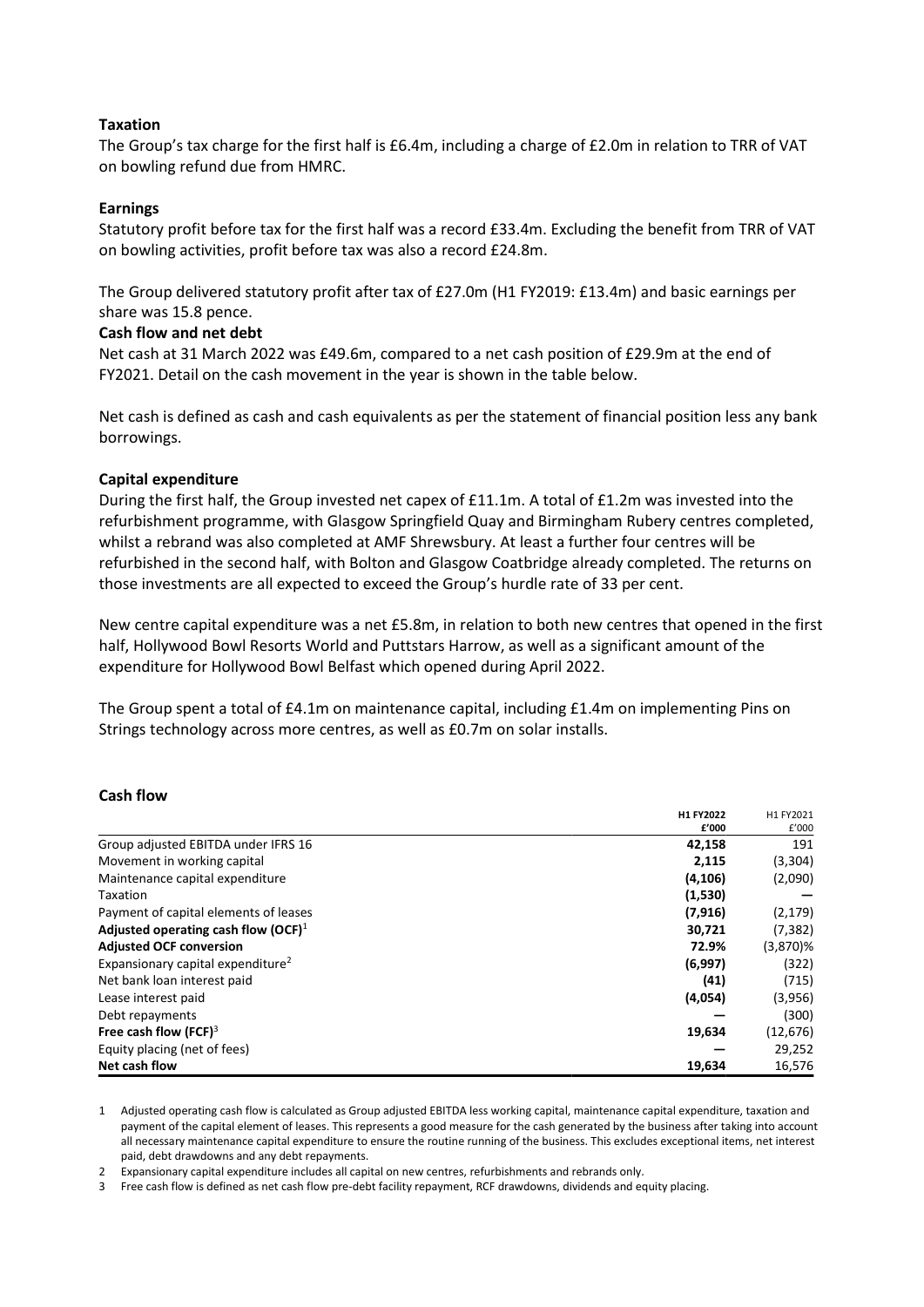**Taxation**

The Group's tax charge for the first half is £6.4m, including a charge of £2.0m in relation to TRR of VAT on bowling refund due from HMRC.

**Earnings**

Statutory profit before tax for the first half was a record £33.4m. Excluding the benefit from TRR of VAT on bowling activities, profit before tax was also a record £24.8m.

The Group delivered statutory profit after tax of £27.0m (H1 FY2019: £13.4m) and basic earnings per share was 15.8 pence.

**Cash flow and net debt**

Net cash at 31 March 2022 was £49.6m, compared to a net cash position of £29.9m at the end of FY2021. Detail on the cash movement in the year is shown in the table below.

Net cash is defined as cash and cash equivalents as per the statement of financial position less any bank borrowings.

**Capital expenditure**

During the first half, the Group invested net capex of £11.1m. A total of £1.2m was invested into the refurbishment programme, with Glasgow Springfield Quay and Birmingham Rubery centres completed, whilst a rebrand was also completed at AMF Shrewsbury. At least a further four centres will be refurbished in the second half, with Bolton and Glasgow Coatbridge already completed. The returns on those investments are all expected to exceed the Group's hurdle rate of 33 per cent.

New centre capital expenditure was a net £5.8m, in relation to both new centres that opened in the first half, Hollywood Bowl Resorts World and Puttstars Harrow, as well as a significant amount of the expenditure for Hollywood Bowl Belfast which opened during April 2022.

The Group spent a total of £4.1m on maintenance capital, including £1.4m on implementing Pins on Strings technology across more centres, as well as £0.7m on solar installs.

**Cash flow**

| | **H1 FY2022 £'000** | H1 FY2021 £'000 |
|---|---|---|
| Group adjusted EBITDA under IFRS 16 | **42,158** | 191 |
| Movement in working capital | **2,115** | (3,304) |
| Maintenance capital expenditure | **(4,106)** | (2,090) |
| Taxation | **(1,530)** | — |
| Payment of capital elements of leases | **(7,916)** | (2,179) |
| **Adjusted operating cash flow (OCF)**[1] | **30,721** | (7,382) |
| **Adjusted OCF conversion** | **72.9%** | (3,870)% |
| Expansionary capital expenditure[2] | **(6,997)** | (322) |
| Net bank loan interest paid | **(41)** | (715) |
| Lease interest paid | **(4,054)** | (3,956) |
| Debt repayments | **—** | (300) |
| **Free cash flow (FCF)**[3] | **19,634** | (12,676) |
| Equity placing (net of fees) | **—** | 29,252 |
| **Net cash flow** | **19,634** | 16,576 |

1 Adjusted operating cash flow is calculated as Group adjusted EBITDA less working capital, maintenance capital expenditure, taxation and payment of the capital element of leases. This represents a good measure for the cash generated by the business after taking into account all necessary maintenance capital expenditure to ensure the routine running of the business. This excludes exceptional items, net interest paid, debt drawdowns and any debt repayments.

2 Expansionary capital expenditure includes all capital on new centres, refurbishments and rebrands only.

3 Free cash flow is defined as net cash flow pre-debt facility repayment, RCF drawdowns, dividends and equity placing.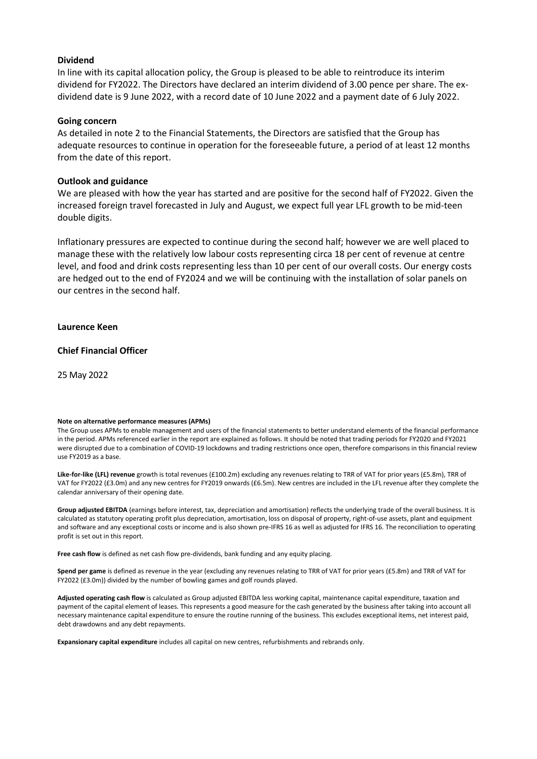### Dividend

In line with its capital allocation policy, the Group is pleased to be able to reintroduce its interim dividend for FY2022. The Directors have declared an interim dividend of 3.00 pence per share. The ex-dividend date is 9 June 2022, with a record date of 10 June 2022 and a payment date of 6 July 2022.

### Going concern

As detailed in note 2 to the Financial Statements, the Directors are satisfied that the Group has adequate resources to continue in operation for the foreseeable future, a period of at least 12 months from the date of this report.

### Outlook and guidance

We are pleased with how the year has started and are positive for the second half of FY2022. Given the increased foreign travel forecasted in July and August, we expect full year LFL growth to be mid-teen double digits.

Inflationary pressures are expected to continue during the second half; however we are well placed to manage these with the relatively low labour costs representing circa 18 per cent of revenue at centre level, and food and drink costs representing less than 10 per cent of our overall costs. Our energy costs are hedged out to the end of FY2024 and we will be continuing with the installation of solar panels on our centres in the second half.

**Laurence Keen**

**Chief Financial Officer**

25 May 2022

**Note on alternative performance measures (APMs)**

The Group uses APMs to enable management and users of the financial statements to better understand elements of the financial performance in the period. APMs referenced earlier in the report are explained as follows. It should be noted that trading periods for FY2020 and FY2021 were disrupted due to a combination of COVID-19 lockdowns and trading restrictions once open, therefore comparisons in this financial review use FY2019 as a base.

**Like-for-like (LFL) revenue** growth is total revenues (£100.2m) excluding any revenues relating to TRR of VAT for prior years (£5.8m), TRR of VAT for FY2022 (£3.0m) and any new centres for FY2019 onwards (£6.5m). New centres are included in the LFL revenue after they complete the calendar anniversary of their opening date.

**Group adjusted EBITDA** (earnings before interest, tax, depreciation and amortisation) reflects the underlying trade of the overall business. It is calculated as statutory operating profit plus depreciation, amortisation, loss on disposal of property, right-of-use assets, plant and equipment and software and any exceptional costs or income and is also shown pre-IFRS 16 as well as adjusted for IFRS 16. The reconciliation to operating profit is set out in this report.

**Free cash flow** is defined as net cash flow pre-dividends, bank funding and any equity placing.

**Spend per game** is defined as revenue in the year (excluding any revenues relating to TRR of VAT for prior years (£5.8m) and TRR of VAT for FY2022 (£3.0m)) divided by the number of bowling games and golf rounds played.

**Adjusted operating cash flow** is calculated as Group adjusted EBITDA less working capital, maintenance capital expenditure, taxation and payment of the capital element of leases. This represents a good measure for the cash generated by the business after taking into account all necessary maintenance capital expenditure to ensure the routine running of the business. This excludes exceptional items, net interest paid, debt drawdowns and any debt repayments.

**Expansionary capital expenditure** includes all capital on new centres, refurbishments and rebrands only.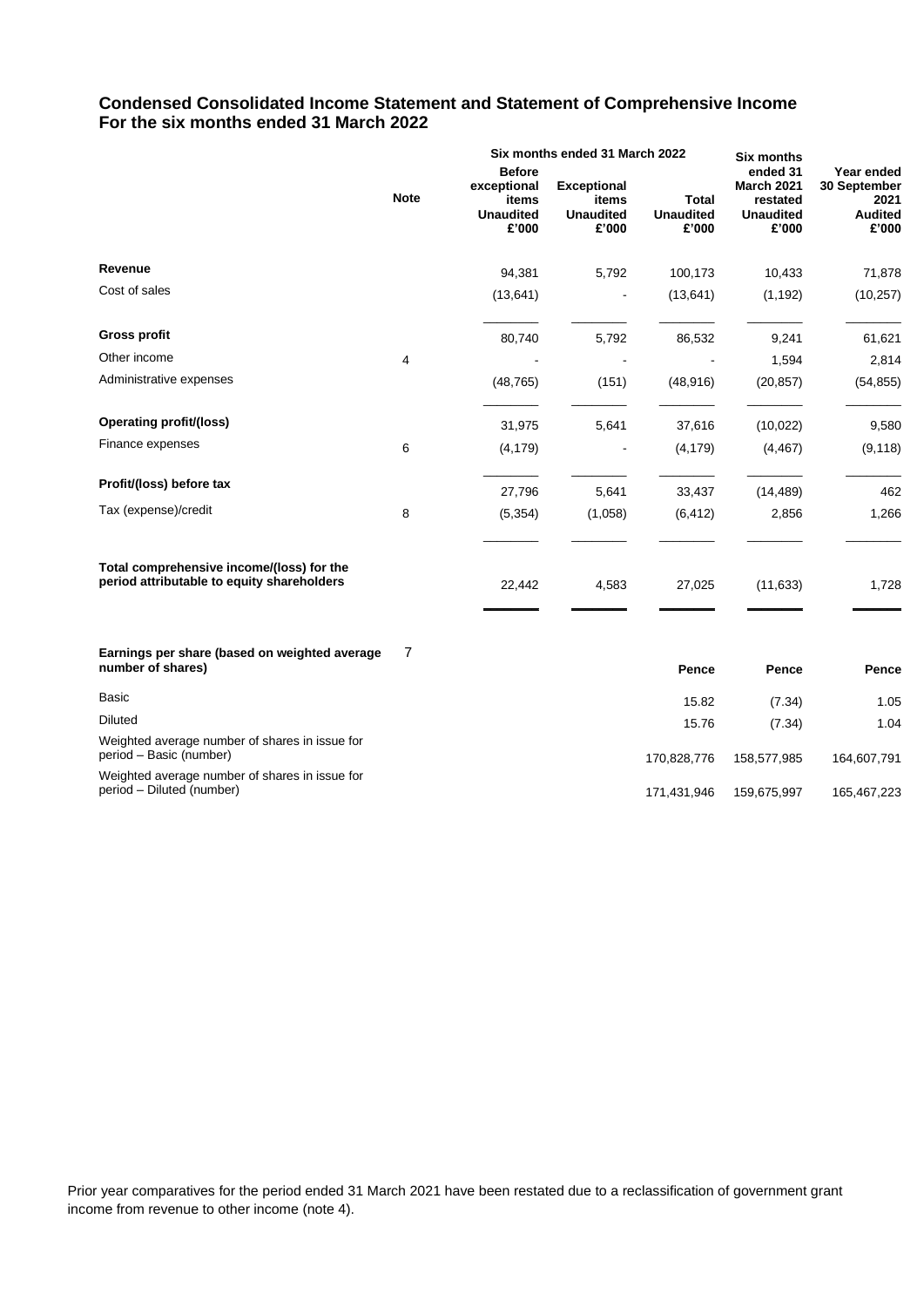## Condensed Consolidated Income Statement and Statement of Comprehensive Income
## For the six months ended 31 March 2022

| | Note | Six months ended 31 March 2022 Before exceptional items Unaudited £'000 | Exceptional items Unaudited £'000 | Total Unaudited £'000 | Six months ended 31 March 2021 restated Unaudited £'000 | Year ended 30 September 2021 Audited £'000 |
|---|---|---|---|---|---|---|
| **Revenue** | | 94,381 | 5,792 | 100,173 | 10,433 | 71,878 |
| Cost of sales | | (13,641) | - | (13,641) | (1,192) | (10,257) |
| **Gross profit** | | 80,740 | 5,792 | 86,532 | 9,241 | 61,621 |
| Other income | 4 | - | - | - | 1,594 | 2,814 |
| Administrative expenses | | (48,765) | (151) | (48,916) | (20,857) | (54,855) |
| **Operating profit/(loss)** | | 31,975 | 5,641 | 37,616 | (10,022) | 9,580 |
| Finance expenses | 6 | (4,179) | - | (4,179) | (4,467) | (9,118) |
| **Profit/(loss) before tax** | | 27,796 | 5,641 | 33,437 | (14,489) | 462 |
| Tax (expense)/credit | 8 | (5,354) | (1,058) | (6,412) | 2,856 | 1,266 |
| **Total comprehensive income/(loss) for the period attributable to equity shareholders** | | 22,442 | 4,583 | 27,025 | (11,633) | 1,728 |
| | | | | | | |
| **Earnings per share (based on weighted average number of shares)** | 7 | | | **Pence** | **Pence** | **Pence** |
| Basic | | | | 15.82 | (7.34) | 1.05 |
| Diluted | | | | 15.76 | (7.34) | 1.04 |
| Weighted average number of shares in issue for period – Basic (number) | | | | 170,828,776 | 158,577,985 | 164,607,791 |
| Weighted average number of shares in issue for period – Diluted (number) | | | | 171,431,946 | 159,675,997 | 165,467,223 |

Prior year comparatives for the period ended 31 March 2021 have been restated due to a reclassification of government grant income from revenue to other income (note 4).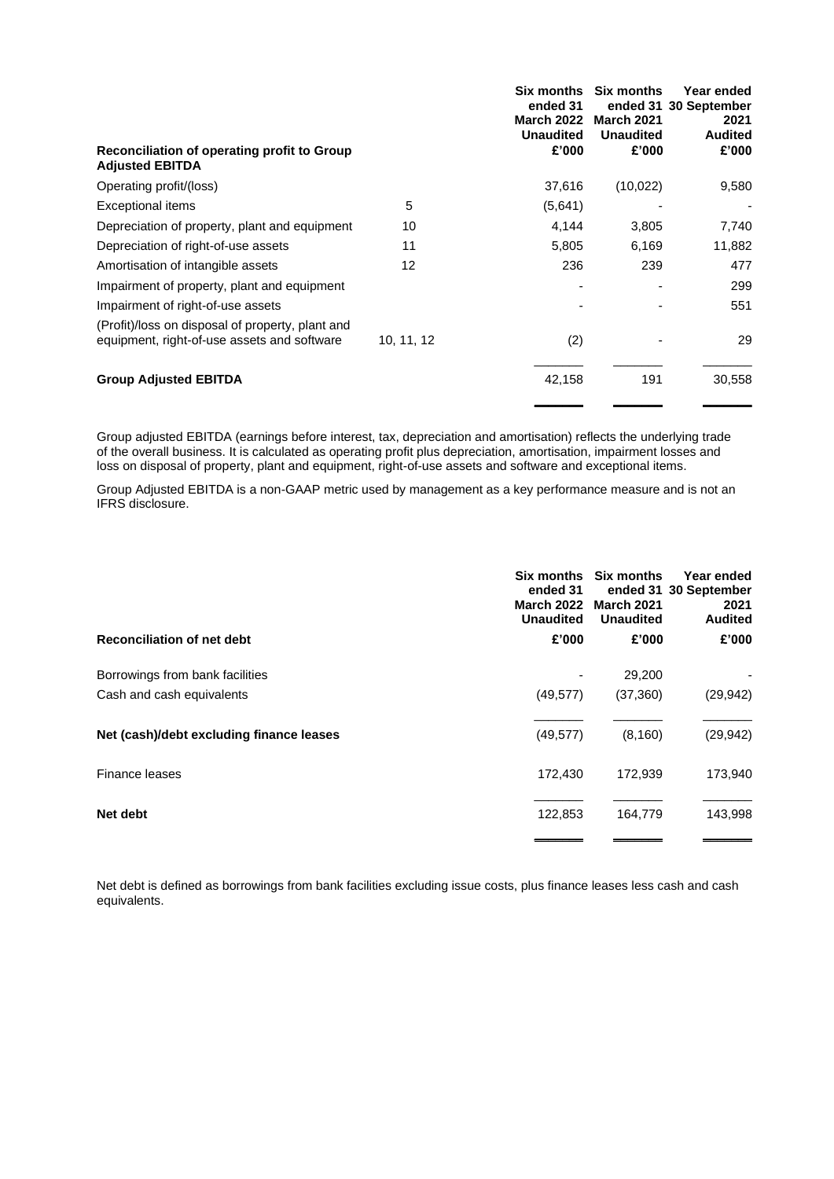| Reconciliation of operating profit to Group Adjusted EBITDA | | Six months ended 31 March 2022 Unaudited £'000 | Six months ended 31 March 2021 Unaudited £'000 | Year ended 30 September 2021 Audited £'000 |
|---|---|---|---|---|
| Operating profit/(loss) | | 37,616 | (10,022) | 9,580 |
| Exceptional items | 5 | (5,641) | - | - |
| Depreciation of property, plant and equipment | 10 | 4,144 | 3,805 | 7,740 |
| Depreciation of right-of-use assets | 11 | 5,805 | 6,169 | 11,882 |
| Amortisation of intangible assets | 12 | 236 | 239 | 477 |
| Impairment of property, plant and equipment | | - | - | 299 |
| Impairment of right-of-use assets | | - | - | 551 |
| (Profit)/loss on disposal of property, plant and equipment, right-of-use assets and software | 10, 11, 12 | (2) | - | 29 |
| **Group Adjusted EBITDA** | | 42,158 | 191 | 30,558 |

Group adjusted EBITDA (earnings before interest, tax, depreciation and amortisation) reflects the underlying trade of the overall business. It is calculated as operating profit plus depreciation, amortisation, impairment losses and loss on disposal of property, plant and equipment, right-of-use assets and software and exceptional items.

Group Adjusted EBITDA is a non-GAAP metric used by management as a key performance measure and is not an IFRS disclosure.

| Reconciliation of net debt | Six months ended 31 March 2022 Unaudited £'000 | Six months ended 31 March 2021 Unaudited £'000 | Year ended 30 September 2021 Audited £'000 |
|---|---|---|---|
| Borrowings from bank facilities | - | 29,200 | - |
| Cash and cash equivalents | (49,577) | (37,360) | (29,942) |
| **Net (cash)/debt excluding finance leases** | (49,577) | (8,160) | (29,942) |
| Finance leases | 172,430 | 172,939 | 173,940 |
| **Net debt** | 122,853 | 164,779 | 143,998 |

Net debt is defined as borrowings from bank facilities excluding issue costs, plus finance leases less cash and cash equivalents.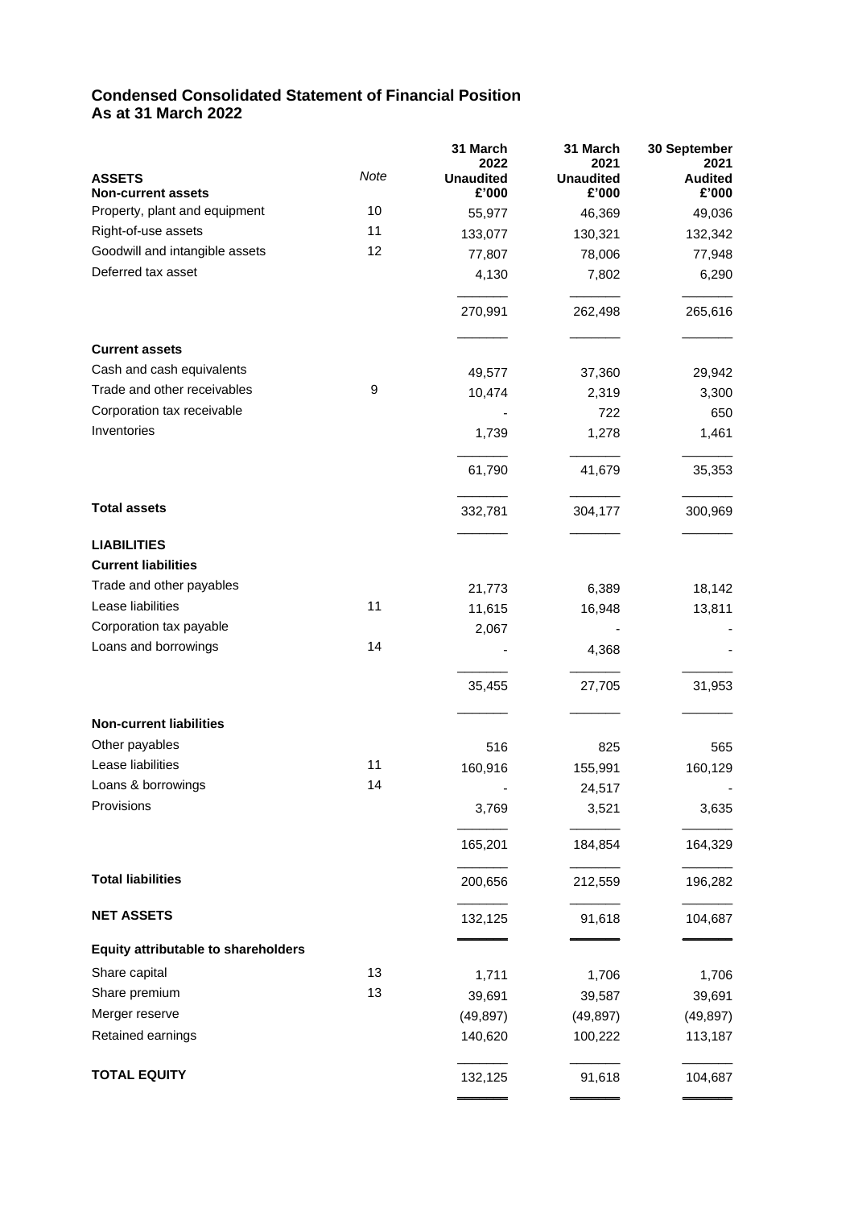## Condensed Consolidated Statement of Financial Position
## As at 31 March 2022

| ASSETS | Note | 31 March 2022 Unaudited £'000 | 31 March 2021 Unaudited £'000 | 30 September 2021 Audited £'000 |
|---|---|---|---|---|
| **Non-current assets** | | | | |
| Property, plant and equipment | 10 | 55,977 | 46,369 | 49,036 |
| Right-of-use assets | 11 | 133,077 | 130,321 | 132,342 |
| Goodwill and intangible assets | 12 | 77,807 | 78,006 | 77,948 |
| Deferred tax asset | | 4,130 | 7,802 | 6,290 |
| | | 270,991 | 262,498 | 265,616 |
| **Current assets** | | | | |
| Cash and cash equivalents | | 49,577 | 37,360 | 29,942 |
| Trade and other receivables | 9 | 10,474 | 2,319 | 3,300 |
| Corporation tax receivable | | - | 722 | 650 |
| Inventories | | 1,739 | 1,278 | 1,461 |
| | | 61,790 | 41,679 | 35,353 |
| **Total assets** | | 332,781 | 304,177 | 300,969 |
| **LIABILITIES** | | | | |
| **Current liabilities** | | | | |
| Trade and other payables | | 21,773 | 6,389 | 18,142 |
| Lease liabilities | 11 | 11,615 | 16,948 | 13,811 |
| Corporation tax payable | | 2,067 | - | - |
| Loans and borrowings | 14 | - | 4,368 | - |
| | | 35,455 | 27,705 | 31,953 |
| **Non-current liabilities** | | | | |
| Other payables | | 516 | 825 | 565 |
| Lease liabilities | 11 | 160,916 | 155,991 | 160,129 |
| Loans & borrowings | 14 | - | 24,517 | - |
| Provisions | | 3,769 | 3,521 | 3,635 |
| | | 165,201 | 184,854 | 164,329 |
| **Total liabilities** | | 200,656 | 212,559 | 196,282 |
| **NET ASSETS** | | 132,125 | 91,618 | 104,687 |
| **Equity attributable to shareholders** | | | | |
| Share capital | 13 | 1,711 | 1,706 | 1,706 |
| Share premium | 13 | 39,691 | 39,587 | 39,691 |
| Merger reserve | | (49,897) | (49,897) | (49,897) |
| Retained earnings | | 140,620 | 100,222 | 113,187 |
| **TOTAL EQUITY** | | 132,125 | 91,618 | 104,687 |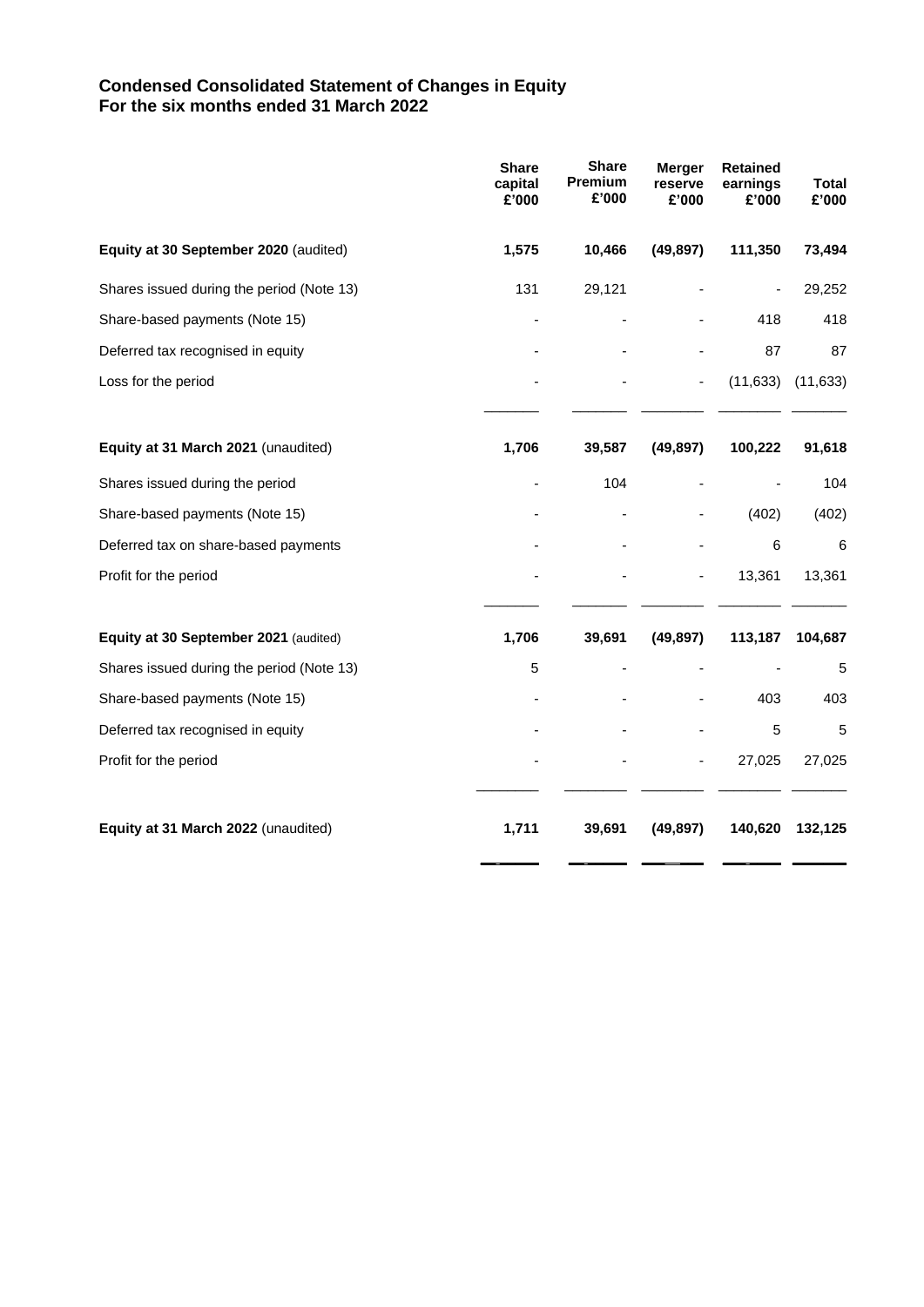# Condensed Consolidated Statement of Changes in Equity
## For the six months ended 31 March 2022

| | Share capital £'000 | Share Premium £'000 | Merger reserve £'000 | Retained earnings £'000 | Total £'000 |
|---|---|---|---|---|---|
| **Equity at 30 September 2020** (audited) | **1,575** | **10,466** | **(49,897)** | **111,350** | **73,494** |
| Shares issued during the period (Note 13) | 131 | 29,121 | - | - | 29,252 |
| Share-based payments (Note 15) | - | - | - | 418 | 418 |
| Deferred tax recognised in equity | - | - | - | 87 | 87 |
| Loss for the period | - | - | - | (11,633) | (11,633) |
| **Equity at 31 March 2021** (unaudited) | **1,706** | **39,587** | **(49,897)** | **100,222** | **91,618** |
| Shares issued during the period | - | 104 | - | - | 104 |
| Share-based payments (Note 15) | - | - | - | (402) | (402) |
| Deferred tax on share-based payments | - | - | - | 6 | 6 |
| Profit for the period | - | - | - | 13,361 | 13,361 |
| **Equity at 30 September 2021** (audited) | **1,706** | **39,691** | **(49,897)** | **113,187** | **104,687** |
| Shares issued during the period (Note 13) | 5 | - | - | - | 5 |
| Share-based payments (Note 15) | - | - | - | 403 | 403 |
| Deferred tax recognised in equity | - | - | - | 5 | 5 |
| Profit for the period | - | - | - | 27,025 | 27,025 |
| **Equity at 31 March 2022** (unaudited) | **1,711** | **39,691** | **(49,897)** | **140,620** | **132,125** |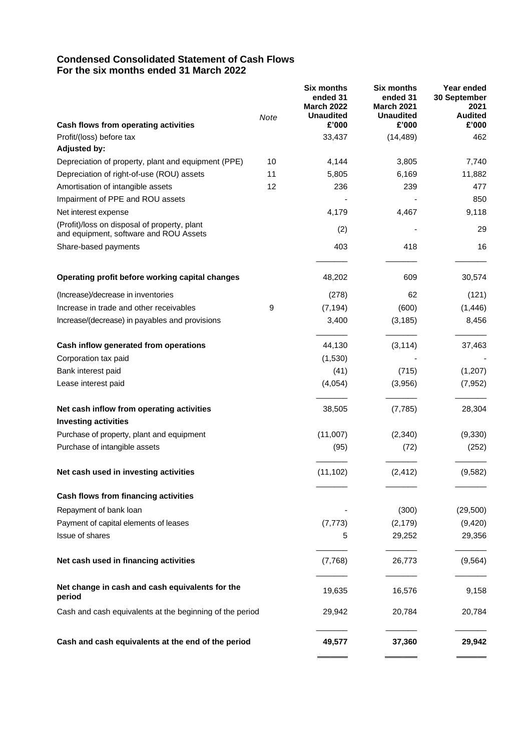## Condensed Consolidated Statement of Cash Flows
## For the six months ended 31 March 2022

| | Note | Six months ended 31 March 2022 Unaudited £'000 | Six months ended 31 March 2021 Unaudited £'000 | Year ended 30 September 2021 Audited £'000 |
|---|---|---|---|---|
| **Cash flows from operating activities** | | | | |
| Profit/(loss) before tax | | 33,437 | (14,489) | 462 |
| **Adjusted by:** | | | | |
| Depreciation of property, plant and equipment (PPE) | 10 | 4,144 | 3,805 | 7,740 |
| Depreciation of right-of-use (ROU) assets | 11 | 5,805 | 6,169 | 11,882 |
| Amortisation of intangible assets | 12 | 236 | 239 | 477 |
| Impairment of PPE and ROU assets | | - | - | 850 |
| Net interest expense | | 4,179 | 4,467 | 9,118 |
| (Profit)/loss on disposal of property, plant and equipment, software and ROU Assets | | (2) | - | 29 |
| Share-based payments | | 403 | 418 | 16 |
| **Operating profit before working capital changes** | | 48,202 | 609 | 30,574 |
| (Increase)/decrease in inventories | | (278) | 62 | (121) |
| Increase in trade and other receivables | 9 | (7,194) | (600) | (1,446) |
| Increase/(decrease) in payables and provisions | | 3,400 | (3,185) | 8,456 |
| **Cash inflow generated from operations** | | 44,130 | (3,114) | 37,463 |
| Corporation tax paid | | (1,530) | - | - |
| Bank interest paid | | (41) | (715) | (1,207) |
| Lease interest paid | | (4,054) | (3,956) | (7,952) |
| **Net cash inflow from operating activities** | | 38,505 | (7,785) | 28,304 |
| **Investing activities** | | | | |
| Purchase of property, plant and equipment | | (11,007) | (2,340) | (9,330) |
| Purchase of intangible assets | | (95) | (72) | (252) |
| **Net cash used in investing activities** | | (11,102) | (2,412) | (9,582) |
| **Cash flows from financing activities** | | | | |
| Repayment of bank loan | | - | (300) | (29,500) |
| Payment of capital elements of leases | | (7,773) | (2,179) | (9,420) |
| Issue of shares | | 5 | 29,252 | 29,356 |
| **Net cash used in financing activities** | | (7,768) | 26,773 | (9,564) |
| **Net change in cash and cash equivalents for the period** | | 19,635 | 16,576 | 9,158 |
| Cash and cash equivalents at the beginning of the period | | 29,942 | 20,784 | 20,784 |
| **Cash and cash equivalents at the end of the period** | | **49,577** | **37,360** | **29,942** |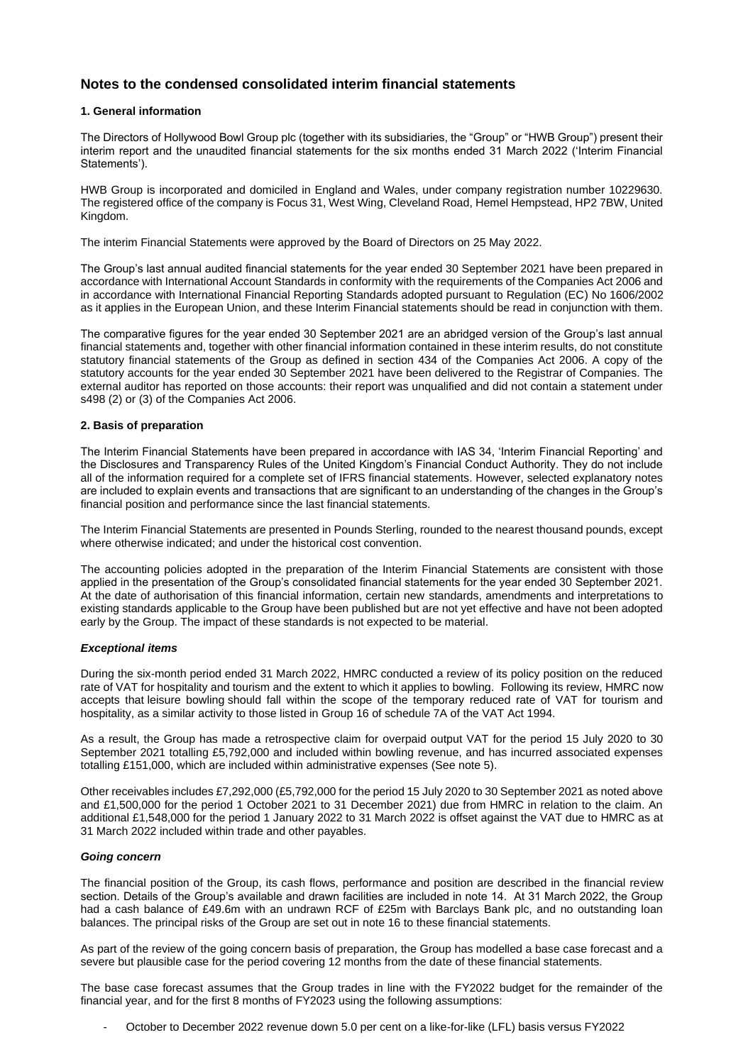## Notes to the condensed consolidated interim financial statements

### 1. General information

The Directors of Hollywood Bowl Group plc (together with its subsidiaries, the "Group" or "HWB Group") present their interim report and the unaudited financial statements for the six months ended 31 March 2022 ('Interim Financial Statements').

HWB Group is incorporated and domiciled in England and Wales, under company registration number 10229630. The registered office of the company is Focus 31, West Wing, Cleveland Road, Hemel Hempstead, HP2 7BW, United Kingdom.

The interim Financial Statements were approved by the Board of Directors on 25 May 2022.

The Group's last annual audited financial statements for the year ended 30 September 2021 have been prepared in accordance with International Account Standards in conformity with the requirements of the Companies Act 2006 and in accordance with International Financial Reporting Standards adopted pursuant to Regulation (EC) No 1606/2002 as it applies in the European Union, and these Interim Financial statements should be read in conjunction with them.

The comparative figures for the year ended 30 September 2021 are an abridged version of the Group's last annual financial statements and, together with other financial information contained in these interim results, do not constitute statutory financial statements of the Group as defined in section 434 of the Companies Act 2006. A copy of the statutory accounts for the year ended 30 September 2021 have been delivered to the Registrar of Companies. The external auditor has reported on those accounts: their report was unqualified and did not contain a statement under s498 (2) or (3) of the Companies Act 2006.

### 2. Basis of preparation

The Interim Financial Statements have been prepared in accordance with IAS 34, 'Interim Financial Reporting' and the Disclosures and Transparency Rules of the United Kingdom's Financial Conduct Authority. They do not include all of the information required for a complete set of IFRS financial statements. However, selected explanatory notes are included to explain events and transactions that are significant to an understanding of the changes in the Group's financial position and performance since the last financial statements.

The Interim Financial Statements are presented in Pounds Sterling, rounded to the nearest thousand pounds, except where otherwise indicated; and under the historical cost convention.

The accounting policies adopted in the preparation of the Interim Financial Statements are consistent with those applied in the presentation of the Group's consolidated financial statements for the year ended 30 September 2021. At the date of authorisation of this financial information, certain new standards, amendments and interpretations to existing standards applicable to the Group have been published but are not yet effective and have not been adopted early by the Group. The impact of these standards is not expected to be material.

#### *Exceptional items*

During the six-month period ended 31 March 2022, HMRC conducted a review of its policy position on the reduced rate of VAT for hospitality and tourism and the extent to which it applies to bowling. Following its review, HMRC now accepts that leisure bowling should fall within the scope of the temporary reduced rate of VAT for tourism and hospitality, as a similar activity to those listed in Group 16 of schedule 7A of the VAT Act 1994.

As a result, the Group has made a retrospective claim for overpaid output VAT for the period 15 July 2020 to 30 September 2021 totalling £5,792,000 and included within bowling revenue, and has incurred associated expenses totalling £151,000, which are included within administrative expenses (See note 5).

Other receivables includes £7,292,000 (£5,792,000 for the period 15 July 2020 to 30 September 2021 as noted above and £1,500,000 for the period 1 October 2021 to 31 December 2021) due from HMRC in relation to the claim. An additional £1,548,000 for the period 1 January 2022 to 31 March 2022 is offset against the VAT due to HMRC as at 31 March 2022 included within trade and other payables.

#### *Going concern*

The financial position of the Group, its cash flows, performance and position are described in the financial review section. Details of the Group's available and drawn facilities are included in note 14. At 31 March 2022, the Group had a cash balance of £49.6m with an undrawn RCF of £25m with Barclays Bank plc, and no outstanding loan balances. The principal risks of the Group are set out in note 16 to these financial statements.

As part of the review of the going concern basis of preparation, the Group has modelled a base case forecast and a severe but plausible case for the period covering 12 months from the date of these financial statements.

The base case forecast assumes that the Group trades in line with the FY2022 budget for the remainder of the financial year, and for the first 8 months of FY2023 using the following assumptions:

- October to December 2022 revenue down 5.0 per cent on a like-for-like (LFL) basis versus FY2022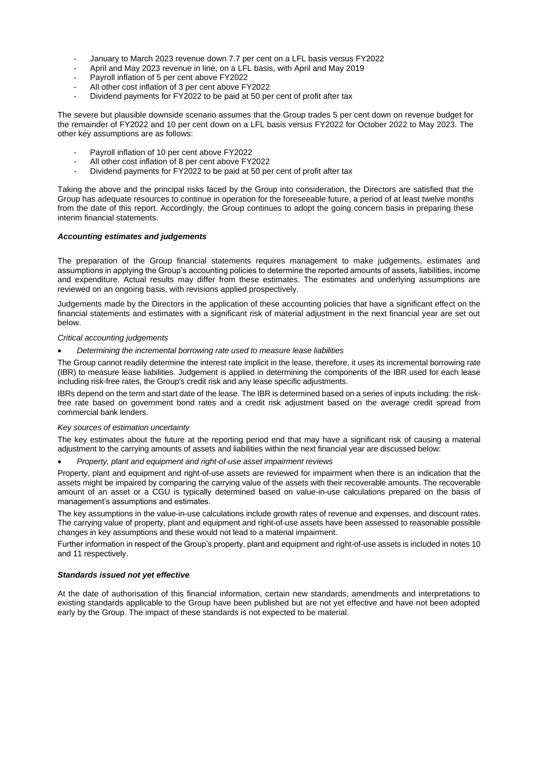- January to March 2023 revenue down 7.7 per cent on a LFL basis versus FY2022
- April and May 2023 revenue in line, on a LFL basis, with April and May 2019
- Payroll inflation of 5 per cent above FY2022
- All other cost inflation of 3 per cent above FY2022
- Dividend payments for FY2022 to be paid at 50 per cent of profit after tax

The severe but plausible downside scenario assumes that the Group trades 5 per cent down on revenue budget for the remainder of FY2022 and 10 per cent down on a LFL basis versus FY2022 for October 2022 to May 2023. The other key assumptions are as follows:

- Payroll inflation of 10 per cent above FY2022
- All other cost inflation of 8 per cent above FY2022
- Dividend payments for FY2022 to be paid at 50 per cent of profit after tax

Taking the above and the principal risks faced by the Group into consideration, the Directors are satisfied that the Group has adequate resources to continue in operation for the foreseeable future, a period of at least twelve months from the date of this report. Accordingly, the Group continues to adopt the going concern basis in preparing these interim financial statements.

***Accounting estimates and judgements***

The preparation of the Group financial statements requires management to make judgements, estimates and assumptions in applying the Group's accounting policies to determine the reported amounts of assets, liabilities, income and expenditure. Actual results may differ from these estimates. The estimates and underlying assumptions are reviewed on an ongoing basis, with revisions applied prospectively.

Judgements made by the Directors in the application of these accounting policies that have a significant effect on the financial statements and estimates with a significant risk of material adjustment in the next financial year are set out below.

*Critical accounting judgements*

- *Determining the incremental borrowing rate used to measure lease liabilities*

The Group cannot readily determine the interest rate implicit in the lease, therefore, it uses its incremental borrowing rate (IBR) to measure lease liabilities. Judgement is applied in determining the components of the IBR used for each lease including risk-free rates, the Group's credit risk and any lease specific adjustments.

IBRs depend on the term and start date of the lease. The IBR is determined based on a series of inputs including: the risk-free rate based on government bond rates and a credit risk adjustment based on the average credit spread from commercial bank lenders.

*Key sources of estimation uncertainty*

The key estimates about the future at the reporting period end that may have a significant risk of causing a material adjustment to the carrying amounts of assets and liabilities within the next financial year are discussed below:

- *Property, plant and equipment and right-of-use asset impairment reviews*

Property, plant and equipment and right-of-use assets are reviewed for impairment when there is an indication that the assets might be impaired by comparing the carrying value of the assets with their recoverable amounts. The recoverable amount of an asset or a CGU is typically determined based on value-in-use calculations prepared on the basis of management's assumptions and estimates.

The key assumptions in the value-in-use calculations include growth rates of revenue and expenses, and discount rates. The carrying value of property, plant and equipment and right-of-use assets have been assessed to reasonable possible changes in key assumptions and these would not lead to a material impairment.

Further information in respect of the Group's property, plant and equipment and right-of-use assets is included in notes 10 and 11 respectively.

***Standards issued not yet effective***

At the date of authorisation of this financial information, certain new standards, amendments and interpretations to existing standards applicable to the Group have been published but are not yet effective and have not been adopted early by the Group. The impact of these standards is not expected to be material.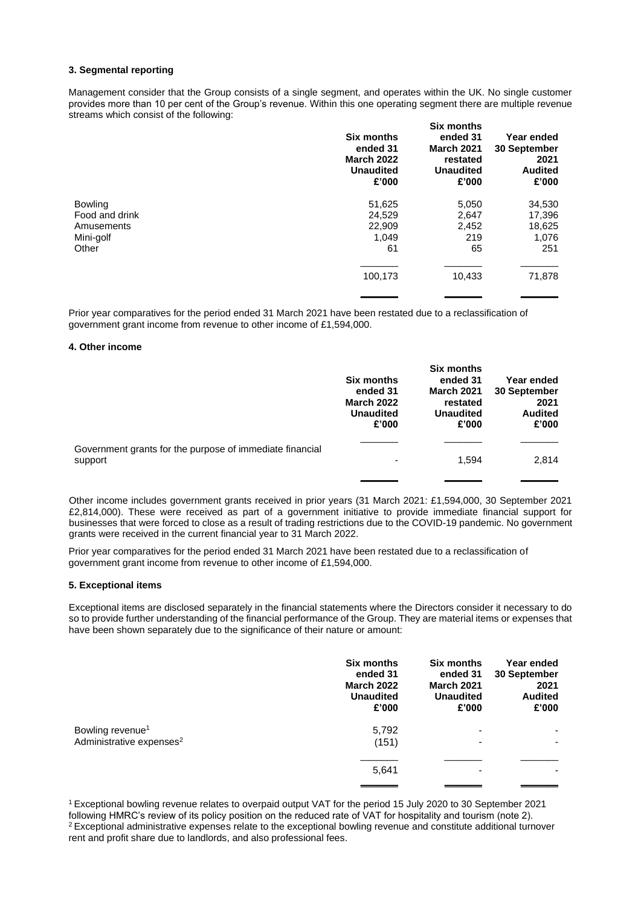### 3. Segmental reporting

Management consider that the Group consists of a single segment, and operates within the UK. No single customer provides more than 10 per cent of the Group's revenue. Within this one operating segment there are multiple revenue streams which consist of the following:

| | Six months ended 31 March 2022 Unaudited £'000 | Six months ended 31 March 2021 restated Unaudited £'000 | Year ended 30 September 2021 Audited £'000 |
|---|---|---|---|
| Bowling | 51,625 | 5,050 | 34,530 |
| Food and drink | 24,529 | 2,647 | 17,396 |
| Amusements | 22,909 | 2,452 | 18,625 |
| Mini-golf | 1,049 | 219 | 1,076 |
| Other | 61 | 65 | 251 |
| | 100,173 | 10,433 | 71,878 |

Prior year comparatives for the period ended 31 March 2021 have been restated due to a reclassification of government grant income from revenue to other income of £1,594,000.

### 4. Other income

| | Six months ended 31 March 2022 Unaudited £'000 | Six months ended 31 March 2021 restated Unaudited £'000 | Year ended 30 September 2021 Audited £'000 |
|---|---|---|---|
| Government grants for the purpose of immediate financial support | - | 1,594 | 2,814 |

Other income includes government grants received in prior years (31 March 2021: £1,594,000, 30 September 2021 £2,814,000). These were received as part of a government initiative to provide immediate financial support for businesses that were forced to close as a result of trading restrictions due to the COVID-19 pandemic. No government grants were received in the current financial year to 31 March 2022.

Prior year comparatives for the period ended 31 March 2021 have been restated due to a reclassification of government grant income from revenue to other income of £1,594,000.

### 5. Exceptional items

Exceptional items are disclosed separately in the financial statements where the Directors consider it necessary to do so to provide further understanding of the financial performance of the Group. They are material items or expenses that have been shown separately due to the significance of their nature or amount:

| | Six months ended 31 March 2022 Unaudited £'000 | Six months ended 31 March 2021 Unaudited £'000 | Year ended 30 September 2021 Audited £'000 |
|---|---|---|---|
| Bowling revenue[1] | 5,792 | - | - |
| Administrative expenses[2] | (151) | - | - |
| | 5,641 | - | - |

[1] Exceptional bowling revenue relates to overpaid output VAT for the period 15 July 2020 to 30 September 2021 following HMRC's review of its policy position on the reduced rate of VAT for hospitality and tourism (note 2).
[2] Exceptional administrative expenses relate to the exceptional bowling revenue and constitute additional turnover rent and profit share due to landlords, and also professional fees.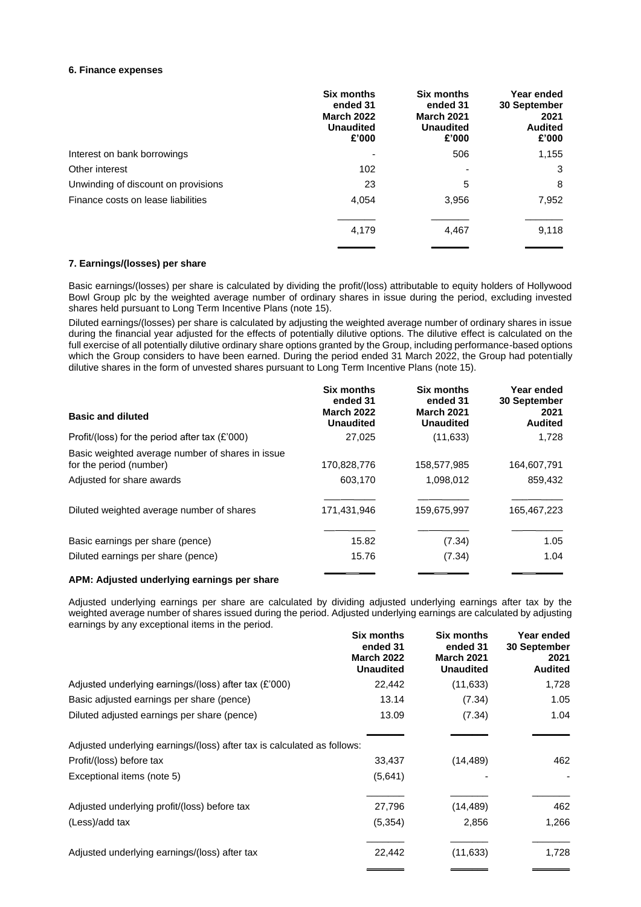### 6. Finance expenses

| | Six months ended 31 March 2022 Unaudited £'000 | Six months ended 31 March 2021 Unaudited £'000 | Year ended 30 September 2021 Audited £'000 |
|---|---|---|---|
| Interest on bank borrowings | - | 506 | 1,155 |
| Other interest | 102 | - | 3 |
| Unwinding of discount on provisions | 23 | 5 | 8 |
| Finance costs on lease liabilities | 4,054 | 3,956 | 7,952 |
| | 4,179 | 4,467 | 9,118 |

### 7. Earnings/(losses) per share

Basic earnings/(losses) per share is calculated by dividing the profit/(loss) attributable to equity holders of Hollywood Bowl Group plc by the weighted average number of ordinary shares in issue during the period, excluding invested shares held pursuant to Long Term Incentive Plans (note 15).

Diluted earnings/(losses) per share is calculated by adjusting the weighted average number of ordinary shares in issue during the financial year adjusted for the effects of potentially dilutive options. The dilutive effect is calculated on the full exercise of all potentially dilutive ordinary share options granted by the Group, including performance-based options which the Group considers to have been earned. During the period ended 31 March 2022, the Group had potentially dilutive shares in the form of unvested shares pursuant to Long Term Incentive Plans (note 15).

| Basic and diluted | Six months ended 31 March 2022 Unaudited | Six months ended 31 March 2021 Unaudited | Year ended 30 September 2021 Audited |
|---|---|---|---|
| Profit/(loss) for the period after tax (£'000) | 27,025 | (11,633) | 1,728 |
| Basic weighted average number of shares in issue for the period (number) | 170,828,776 | 158,577,985 | 164,607,791 |
| Adjusted for share awards | 603,170 | 1,098,012 | 859,432 |
| Diluted weighted average number of shares | 171,431,946 | 159,675,997 | 165,467,223 |
| Basic earnings per share (pence) | 15.82 | (7.34) | 1.05 |
| Diluted earnings per share (pence) | 15.76 | (7.34) | 1.04 |

#### APM: Adjusted underlying earnings per share

Adjusted underlying earnings per share are calculated by dividing adjusted underlying earnings after tax by the weighted average number of shares issued during the period. Adjusted underlying earnings are calculated by adjusting earnings by any exceptional items in the period.

| | Six months ended 31 March 2022 Unaudited | Six months ended 31 March 2021 Unaudited | Year ended 30 September 2021 Audited |
|---|---|---|---|
| Adjusted underlying earnings/(loss) after tax (£'000) | 22,442 | (11,633) | 1,728 |
| Basic adjusted earnings per share (pence) | 13.14 | (7.34) | 1.05 |
| Diluted adjusted earnings per share (pence) | 13.09 | (7.34) | 1.04 |
| Adjusted underlying earnings/(loss) after tax is calculated as follows: | | | |
| Profit/(loss) before tax | 33,437 | (14,489) | 462 |
| Exceptional items (note 5) | (5,641) | - | - |
| Adjusted underlying profit/(loss) before tax | 27,796 | (14,489) | 462 |
| (Less)/add tax | (5,354) | 2,856 | 1,266 |
| Adjusted underlying earnings/(loss) after tax | 22,442 | (11,633) | 1,728 |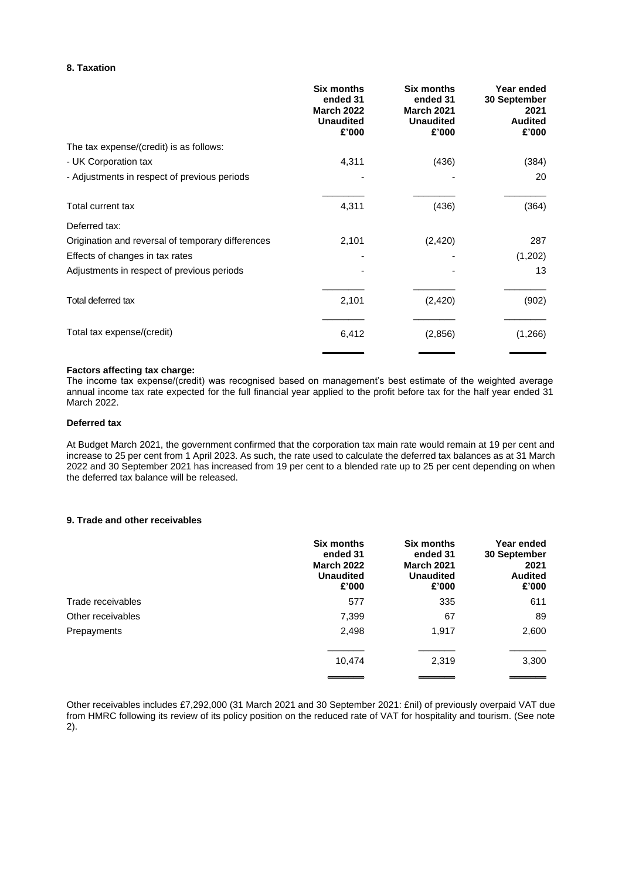## 8. Taxation

| | Six months ended 31 March 2022 Unaudited £'000 | Six months ended 31 March 2021 Unaudited £'000 | Year ended 30 September 2021 Audited £'000 |
|---|---|---|---|
| The tax expense/(credit) is as follows: | | | |
| - UK Corporation tax | 4,311 | (436) | (384) |
| - Adjustments in respect of previous periods | - | - | 20 |
| Total current tax | 4,311 | (436) | (364) |
| Deferred tax: | | | |
| Origination and reversal of temporary differences | 2,101 | (2,420) | 287 |
| Effects of changes in tax rates | - | - | (1,202) |
| Adjustments in respect of previous periods | - | - | 13 |
| Total deferred tax | 2,101 | (2,420) | (902) |
| Total tax expense/(credit) | 6,412 | (2,856) | (1,266) |

**Factors affecting tax charge:**

The income tax expense/(credit) was recognised based on management's best estimate of the weighted average annual income tax rate expected for the full financial year applied to the profit before tax for the half year ended 31 March 2022.

**Deferred tax**

At Budget March 2021, the government confirmed that the corporation tax main rate would remain at 19 per cent and increase to 25 per cent from 1 April 2023. As such, the rate used to calculate the deferred tax balances as at 31 March 2022 and 30 September 2021 has increased from 19 per cent to a blended rate up to 25 per cent depending on when the deferred tax balance will be released.

## 9. Trade and other receivables

| | Six months ended 31 March 2022 Unaudited £'000 | Six months ended 31 March 2021 Unaudited £'000 | Year ended 30 September 2021 Audited £'000 |
|---|---|---|---|
| Trade receivables | 577 | 335 | 611 |
| Other receivables | 7,399 | 67 | 89 |
| Prepayments | 2,498 | 1,917 | 2,600 |
| | 10,474 | 2,319 | 3,300 |

Other receivables includes £7,292,000 (31 March 2021 and 30 September 2021: £nil) of previously overpaid VAT due from HMRC following its review of its policy position on the reduced rate of VAT for hospitality and tourism. (See note 2).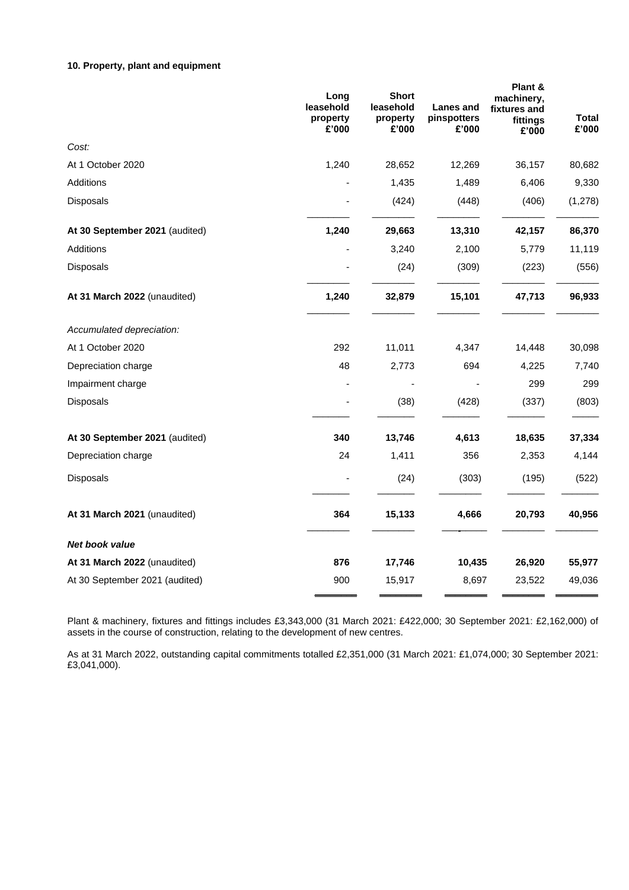### 10. Property, plant and equipment

| | Long leasehold property £'000 | Short leasehold property £'000 | Lanes and pinspotters £'000 | Plant & machinery, fixtures and fittings £'000 | Total £'000 |
|---|---|---|---|---|---|
| *Cost:* | | | | | |
| At 1 October 2020 | 1,240 | 28,652 | 12,269 | 36,157 | 80,682 |
| Additions | - | 1,435 | 1,489 | 6,406 | 9,330 |
| Disposals | - | (424) | (448) | (406) | (1,278) |
| **At 30 September 2021** (audited) | **1,240** | **29,663** | **13,310** | **42,157** | **86,370** |
| Additions | - | 3,240 | 2,100 | 5,779 | 11,119 |
| Disposals | - | (24) | (309) | (223) | (556) |
| **At 31 March 2022** (unaudited) | **1,240** | **32,879** | **15,101** | **47,713** | **96,933** |
| *Accumulated depreciation:* | | | | | |
| At 1 October 2020 | 292 | 11,011 | 4,347 | 14,448 | 30,098 |
| Depreciation charge | 48 | 2,773 | 694 | 4,225 | 7,740 |
| Impairment charge | - | - | - | 299 | 299 |
| Disposals | - | (38) | (428) | (337) | (803) |
| **At 30 September 2021** (audited) | **340** | **13,746** | **4,613** | **18,635** | **37,334** |
| Depreciation charge | 24 | 1,411 | 356 | 2,353 | 4,144 |
| Disposals | - | (24) | (303) | (195) | (522) |
| **At 31 March 2021** (unaudited) | **364** | **15,133** | **4,666** | **20,793** | **40,956** |
| ***Net book value*** | | | | | |
| **At 31 March 2022** (unaudited) | **876** | **17,746** | **10,435** | **26,920** | **55,977** |
| At 30 September 2021 (audited) | 900 | 15,917 | 8,697 | 23,522 | 49,036 |

Plant & machinery, fixtures and fittings includes £3,343,000 (31 March 2021: £422,000; 30 September 2021: £2,162,000) of assets in the course of construction, relating to the development of new centres.

As at 31 March 2022, outstanding capital commitments totalled £2,351,000 (31 March 2021: £1,074,000; 30 September 2021: £3,041,000).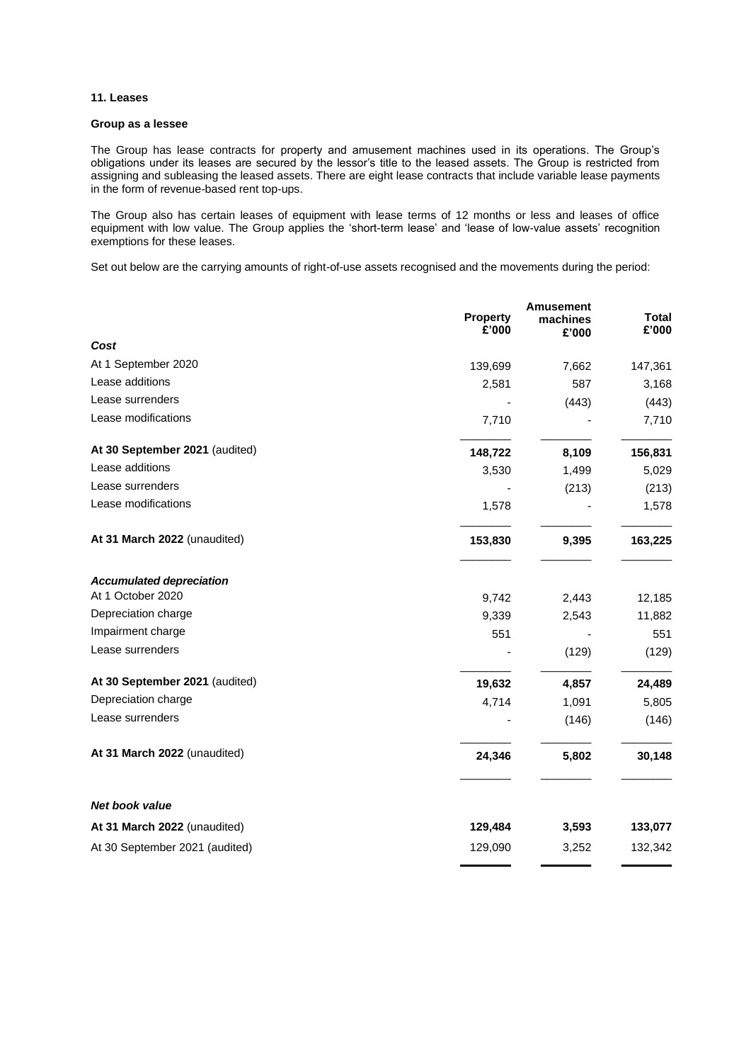## 11. Leases

### Group as a lessee

The Group has lease contracts for property and amusement machines used in its operations. The Group's obligations under its leases are secured by the lessor's title to the leased assets. The Group is restricted from assigning and subleasing the leased assets. There are eight lease contracts that include variable lease payments in the form of revenue-based rent top-ups.

The Group also has certain leases of equipment with lease terms of 12 months or less and leases of office equipment with low value. The Group applies the 'short-term lease' and 'lease of low-value assets' recognition exemptions for these leases.

Set out below are the carrying amounts of right-of-use assets recognised and the movements during the period:

| | Property £'000 | Amusement machines £'000 | Total £'000 |
|---|---|---|---|
| ***Cost*** | | | |
| At 1 September 2020 | 139,699 | 7,662 | 147,361 |
| Lease additions | 2,581 | 587 | 3,168 |
| Lease surrenders | - | (443) | (443) |
| Lease modifications | 7,710 | - | 7,710 |
| **At 30 September 2021** (audited) | **148,722** | **8,109** | **156,831** |
| Lease additions | 3,530 | 1,499 | 5,029 |
| Lease surrenders | - | (213) | (213) |
| Lease modifications | 1,578 | - | 1,578 |
| **At 31 March 2022** (unaudited) | **153,830** | **9,395** | **163,225** |
| ***Accumulated depreciation*** | | | |
| At 1 October 2020 | 9,742 | 2,443 | 12,185 |
| Depreciation charge | 9,339 | 2,543 | 11,882 |
| Impairment charge | 551 | - | 551 |
| Lease surrenders | - | (129) | (129) |
| **At 30 September 2021** (audited) | **19,632** | **4,857** | **24,489** |
| Depreciation charge | 4,714 | 1,091 | 5,805 |
| Lease surrenders | - | (146) | (146) |
| **At 31 March 2022** (unaudited) | **24,346** | **5,802** | **30,148** |
| ***Net book value*** | | | |
| **At 31 March 2022** (unaudited) | **129,484** | **3,593** | **133,077** |
| At 30 September 2021 (audited) | 129,090 | 3,252 | 132,342 |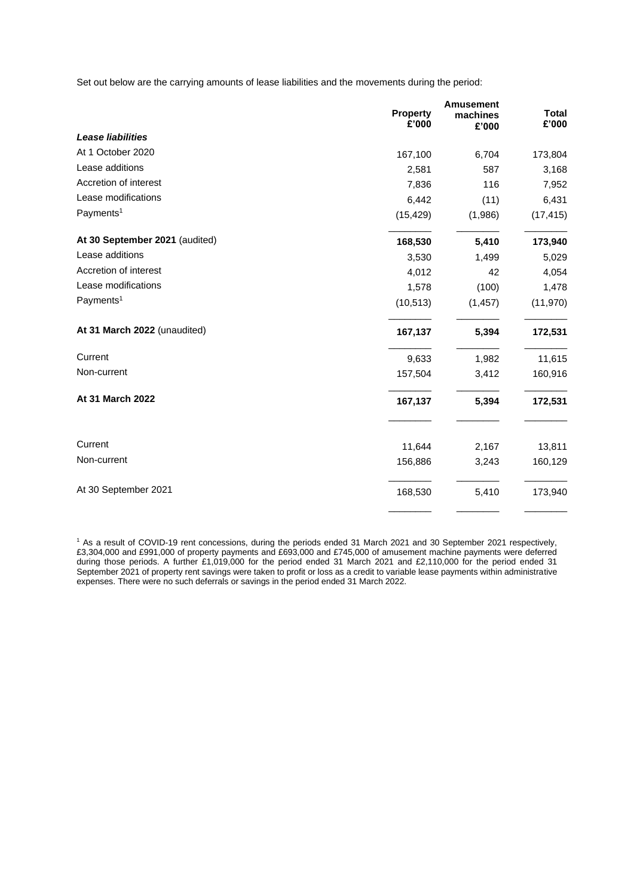Set out below are the carrying amounts of lease liabilities and the movements during the period:

| | Property £'000 | Amusement machines £'000 | Total £'000 |
|---|---|---|---|
| ***Lease liabilities*** | | | |
| At 1 October 2020 | 167,100 | 6,704 | 173,804 |
| Lease additions | 2,581 | 587 | 3,168 |
| Accretion of interest | 7,836 | 116 | 7,952 |
| Lease modifications | 6,442 | (11) | 6,431 |
| Payments[1] | (15,429) | (1,986) | (17,415) |
| **At 30 September 2021** (audited) | **168,530** | **5,410** | **173,940** |
| Lease additions | 3,530 | 1,499 | 5,029 |
| Accretion of interest | 4,012 | 42 | 4,054 |
| Lease modifications | 1,578 | (100) | 1,478 |
| Payments[1] | (10,513) | (1,457) | (11,970) |
| **At 31 March 2022** (unaudited) | **167,137** | **5,394** | **172,531** |
| Current | 9,633 | 1,982 | 11,615 |
| Non-current | 157,504 | 3,412 | 160,916 |
| **At 31 March 2022** | **167,137** | **5,394** | **172,531** |
| Current | 11,644 | 2,167 | 13,811 |
| Non-current | 156,886 | 3,243 | 160,129 |
| At 30 September 2021 | 168,530 | 5,410 | 173,940 |

[1] As a result of COVID-19 rent concessions, during the periods ended 31 March 2021 and 30 September 2021 respectively, £3,304,000 and £991,000 of property payments and £693,000 and £745,000 of amusement machine payments were deferred during those periods. A further £1,019,000 for the period ended 31 March 2021 and £2,110,000 for the period ended 31 September 2021 of property rent savings were taken to profit or loss as a credit to variable lease payments within administrative expenses. There were no such deferrals or savings in the period ended 31 March 2022.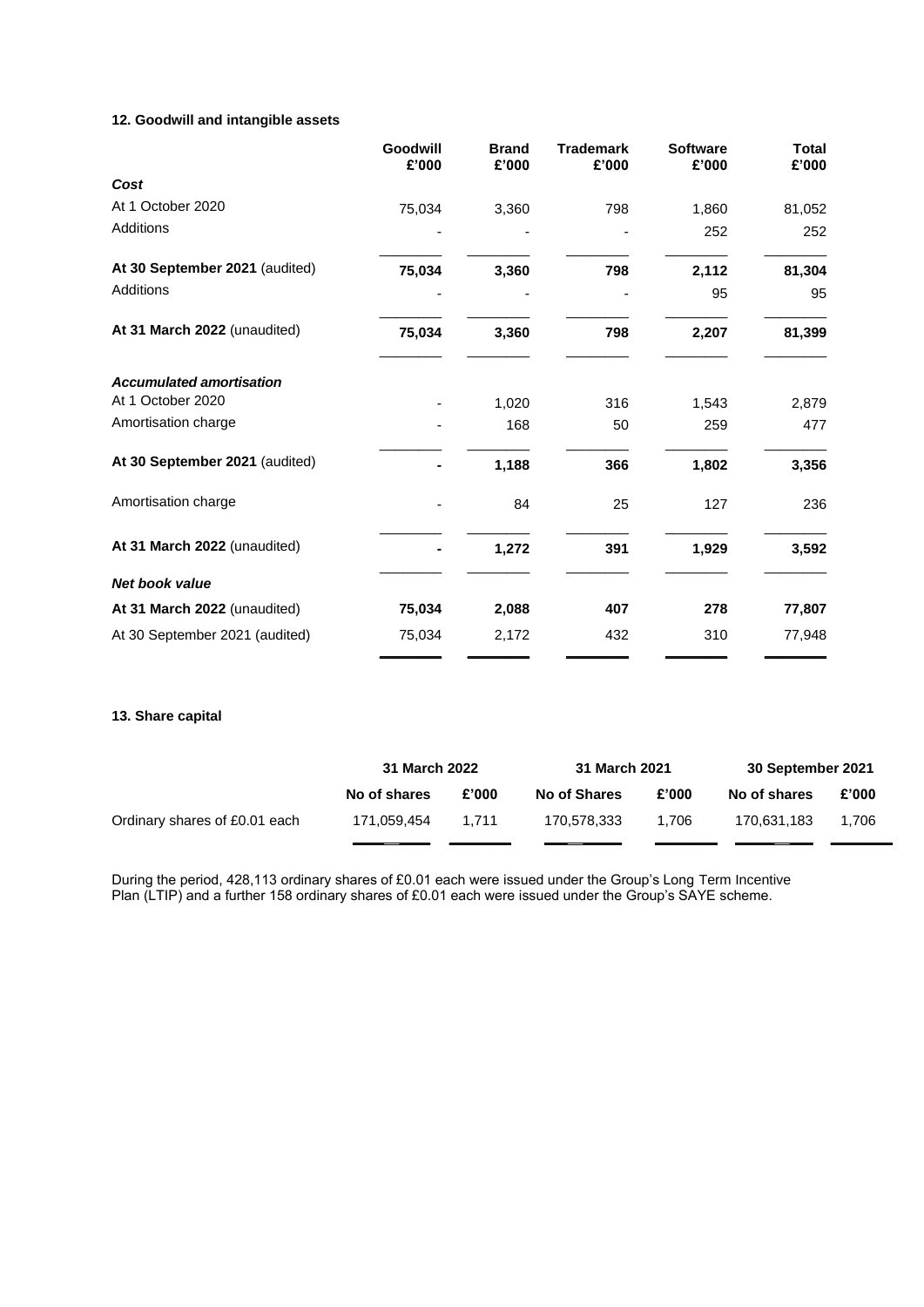### 12. Goodwill and intangible assets

| | Goodwill £'000 | Brand £'000 | Trademark £'000 | Software £'000 | Total £'000 |
|---|---|---|---|---|---|
| ***Cost*** | | | | | |
| At 1 October 2020 | 75,034 | 3,360 | 798 | 1,860 | 81,052 |
| Additions | - | - | - | 252 | 252 |
| **At 30 September 2021** (audited) | **75,034** | **3,360** | **798** | **2,112** | **81,304** |
| Additions | - | - | - | 95 | 95 |
| **At 31 March 2022** (unaudited) | **75,034** | **3,360** | **798** | **2,207** | **81,399** |
| ***Accumulated amortisation*** | | | | | |
| At 1 October 2020 | - | 1,020 | 316 | 1,543 | 2,879 |
| Amortisation charge | - | 168 | 50 | 259 | 477 |
| **At 30 September 2021** (audited) | **-** | **1,188** | **366** | **1,802** | **3,356** |
| Amortisation charge | - | 84 | 25 | 127 | 236 |
| **At 31 March 2022** (unaudited) | **-** | **1,272** | **391** | **1,929** | **3,592** |
| ***Net book value*** | | | | | |
| **At 31 March 2022** (unaudited) | **75,034** | **2,088** | **407** | **278** | **77,807** |
| At 30 September 2021 (audited) | 75,034 | 2,172 | 432 | 310 | 77,948 |

### 13. Share capital

| | 31 March 2022 | | 31 March 2021 | | 30 September 2021 | |
|---|---|---|---|---|---|---|
| | **No of shares** | **£'000** | **No of Shares** | **£'000** | **No of shares** | **£'000** |
| Ordinary shares of £0.01 each | 171,059,454 | 1,711 | 170,578,333 | 1,706 | 170,631,183 | 1,706 |

During the period, 428,113 ordinary shares of £0.01 each were issued under the Group's Long Term Incentive Plan (LTIP) and a further 158 ordinary shares of £0.01 each were issued under the Group's SAYE scheme.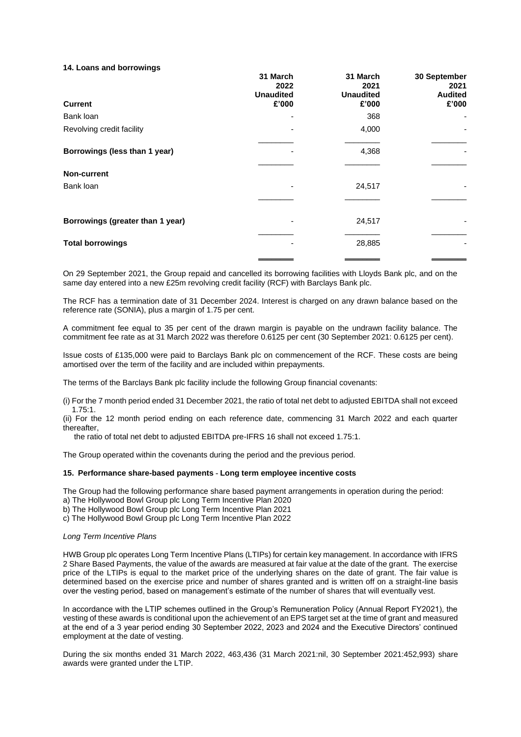### 14. Loans and borrowings

| Current | 31 March 2022 Unaudited £'000 | 31 March 2021 Unaudited £'000 | 30 September 2021 Audited £'000 |
|---|---|---|---|
| Bank loan | - | 368 | - |
| Revolving credit facility | - | 4,000 | - |
| **Borrowings (less than 1 year)** | - | 4,368 | - |
| **Non-current** | | | |
| Bank loan | - | 24,517 | - |
| **Borrowings (greater than 1 year)** | - | 24,517 | - |
| **Total borrowings** | - | 28,885 | - |

On 29 September 2021, the Group repaid and cancelled its borrowing facilities with Lloyds Bank plc, and on the same day entered into a new £25m revolving credit facility (RCF) with Barclays Bank plc.

The RCF has a termination date of 31 December 2024. Interest is charged on any drawn balance based on the reference rate (SONIA), plus a margin of 1.75 per cent.

A commitment fee equal to 35 per cent of the drawn margin is payable on the undrawn facility balance. The commitment fee rate as at 31 March 2022 was therefore 0.6125 per cent (30 September 2021: 0.6125 per cent).

Issue costs of £135,000 were paid to Barclays Bank plc on commencement of the RCF. These costs are being amortised over the term of the facility and are included within prepayments.

The terms of the Barclays Bank plc facility include the following Group financial covenants:

(i) For the 7 month period ended 31 December 2021, the ratio of total net debt to adjusted EBITDA shall not exceed 1.75:1.

(ii) For the 12 month period ending on each reference date, commencing 31 March 2022 and each quarter thereafter, the ratio of total net debt to adjusted EBITDA pre-IFRS 16 shall not exceed 1.75:1.

The Group operated within the covenants during the period and the previous period.

### 15. Performance share-based payments - Long term employee incentive costs

The Group had the following performance share based payment arrangements in operation during the period:

a) The Hollywood Bowl Group plc Long Term Incentive Plan 2020
b) The Hollywood Bowl Group plc Long Term Incentive Plan 2021
c) The Hollywood Bowl Group plc Long Term Incentive Plan 2022

*Long Term Incentive Plans*

HWB Group plc operates Long Term Incentive Plans (LTIPs) for certain key management. In accordance with IFRS 2 Share Based Payments, the value of the awards are measured at fair value at the date of the grant. The exercise price of the LTIPs is equal to the market price of the underlying shares on the date of grant. The fair value is determined based on the exercise price and number of shares granted and is written off on a straight-line basis over the vesting period, based on management's estimate of the number of shares that will eventually vest.

In accordance with the LTIP schemes outlined in the Group's Remuneration Policy (Annual Report FY2021), the vesting of these awards is conditional upon the achievement of an EPS target set at the time of grant and measured at the end of a 3 year period ending 30 September 2022, 2023 and 2024 and the Executive Directors' continued employment at the date of vesting.

During the six months ended 31 March 2022, 463,436 (31 March 2021:nil, 30 September 2021:452,993) share awards were granted under the LTIP.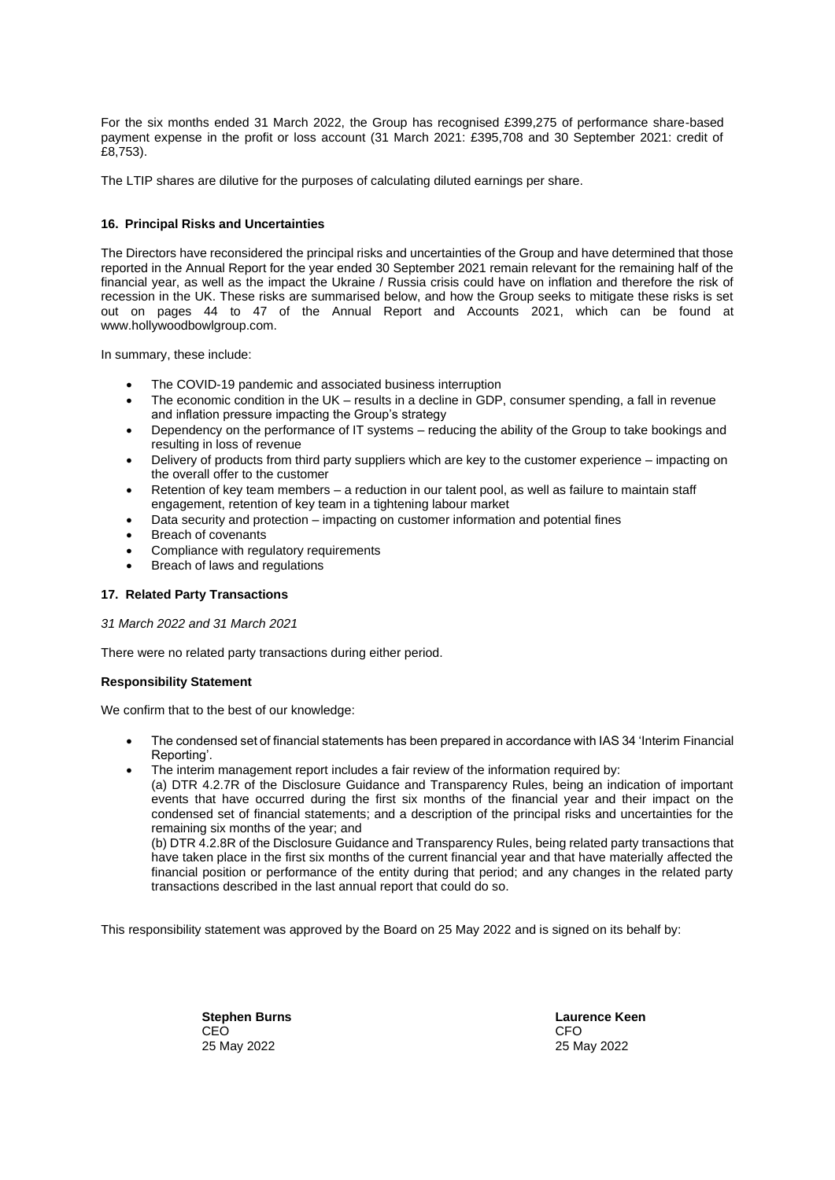For the six months ended 31 March 2022, the Group has recognised £399,275 of performance share-based payment expense in the profit or loss account (31 March 2021: £395,708 and 30 September 2021: credit of £8,753).

The LTIP shares are dilutive for the purposes of calculating diluted earnings per share.

### 16. Principal Risks and Uncertainties

The Directors have reconsidered the principal risks and uncertainties of the Group and have determined that those reported in the Annual Report for the year ended 30 September 2021 remain relevant for the remaining half of the financial year, as well as the impact the Ukraine / Russia crisis could have on inflation and therefore the risk of recession in the UK. These risks are summarised below, and how the Group seeks to mitigate these risks is set out on pages 44 to 47 of the Annual Report and Accounts 2021, which can be found at www.hollywoodbowlgroup.com.

In summary, these include:

- The COVID-19 pandemic and associated business interruption
- The economic condition in the UK – results in a decline in GDP, consumer spending, a fall in revenue and inflation pressure impacting the Group's strategy
- Dependency on the performance of IT systems – reducing the ability of the Group to take bookings and resulting in loss of revenue
- Delivery of products from third party suppliers which are key to the customer experience – impacting on the overall offer to the customer
- Retention of key team members – a reduction in our talent pool, as well as failure to maintain staff engagement, retention of key team in a tightening labour market
- Data security and protection – impacting on customer information and potential fines
- Breach of covenants
- Compliance with regulatory requirements
- Breach of laws and regulations

### 17. Related Party Transactions

*31 March 2022 and 31 March 2021*

There were no related party transactions during either period.

**Responsibility Statement**

We confirm that to the best of our knowledge:

- The condensed set of financial statements has been prepared in accordance with IAS 34 'Interim Financial Reporting'.
- The interim management report includes a fair review of the information required by:
  (a) DTR 4.2.7R of the Disclosure Guidance and Transparency Rules, being an indication of important events that have occurred during the first six months of the financial year and their impact on the condensed set of financial statements; and a description of the principal risks and uncertainties for the remaining six months of the year; and
  (b) DTR 4.2.8R of the Disclosure Guidance and Transparency Rules, being related party transactions that have taken place in the first six months of the current financial year and that have materially affected the financial position or performance of the entity during that period; and any changes in the related party transactions described in the last annual report that could do so.

This responsibility statement was approved by the Board on 25 May 2022 and is signed on its behalf by:

**Stephen Burns**
CEO
25 May 2022

**Laurence Keen**
CFO
25 May 2022